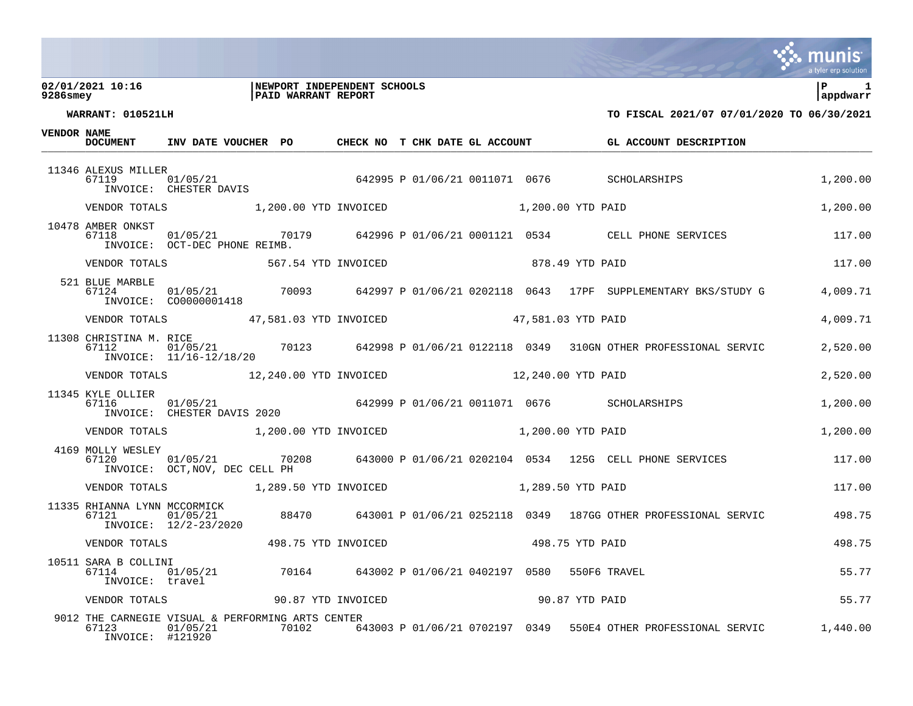**02/01/2021 10:16** | **NEWPORT INDEPENDENT SCHOOLS**
**9286smey** | **PAID WARRANT REPORT** | **appdwarr**

**WARRANT: 010521LH** — **TO FISCAL 2021/07 07/01/2020 TO 06/30/2021**

| VENDOR | NAME / DOCUMENT | INV DATE | VOUCHER | PO | CHECK NO | T | CHK DATE | GL ACCOUNT | | | GL ACCOUNT DESCRIPTION | AMOUNT |
|---|---|---|---|---|---|---|---|---|---|---|---|---|
| 11346 | ALEXUS MILLER | | | | | | | | | | | |
| | 67119 | 01/05/21 | | | 642995 | P | 01/06/21 | 0011071 | 0676 | | SCHOLARSHIPS | 1,200.00 |
| | INVOICE: CHESTER DAVIS | | | | | | | | | | | |
| | VENDOR TOTALS | 1,200.00 YTD INVOICED | | | | | | 1,200.00 YTD PAID | | | | 1,200.00 |
| 10478 | AMBER ONKST | | | | | | | | | | | |
| | 67118 | 01/05/21 | | 70179 | 642996 | P | 01/06/21 | 0001121 | 0534 | | CELL PHONE SERVICES | 117.00 |
| | INVOICE: OCT-DEC PHONE REIMB. | | | | | | | | | | | |
| | VENDOR TOTALS | 567.54 YTD INVOICED | | | | | | 878.49 YTD PAID | | | | 117.00 |
| 521 | BLUE MARBLE | | | | | | | | | | | |
| | 67124 | 01/05/21 | | 70093 | 642997 | P | 01/06/21 | 0202118 | 0643 | 17PF | SUPPLEMENTARY BKS/STUDY G | 4,009.71 |
| | INVOICE: CO0000001418 | | | | | | | | | | | |
| | VENDOR TOTALS | 47,581.03 YTD INVOICED | | | | | | 47,581.03 YTD PAID | | | | 4,009.71 |
| 11308 | CHRISTINA M. RICE | | | | | | | | | | | |
| | 67112 | 01/05/21 | | 70123 | 642998 | P | 01/06/21 | 0122118 | 0349 | 310GN | OTHER PROFESSIONAL SERVIC | 2,520.00 |
| | INVOICE: 11/16-12/18/20 | | | | | | | | | | | |
| | VENDOR TOTALS | 12,240.00 YTD INVOICED | | | | | | 12,240.00 YTD PAID | | | | 2,520.00 |
| 11345 | KYLE OLLIER | | | | | | | | | | | |
| | 67116 | 01/05/21 | | | 642999 | P | 01/06/21 | 0011071 | 0676 | | SCHOLARSHIPS | 1,200.00 |
| | INVOICE: CHESTER DAVIS 2020 | | | | | | | | | | | |
| | VENDOR TOTALS | 1,200.00 YTD INVOICED | | | | | | 1,200.00 YTD PAID | | | | 1,200.00 |
| 4169 | MOLLY WESLEY | | | | | | | | | | | |
| | 67120 | 01/05/21 | | 70208 | 643000 | P | 01/06/21 | 0202104 | 0534 | 125G | CELL PHONE SERVICES | 117.00 |
| | INVOICE: OCT,NOV, DEC CELL PH | | | | | | | | | | | |
| | VENDOR TOTALS | 1,289.50 YTD INVOICED | | | | | | 1,289.50 YTD PAID | | | | 117.00 |
| 11335 | RHIANNA LYNN MCCORMICK | | | | | | | | | | | |
| | 67121 | 01/05/21 | | 88470 | 643001 | P | 01/06/21 | 0252118 | 0349 | 187GG | OTHER PROFESSIONAL SERVIC | 498.75 |
| | INVOICE: 12/2-23/2020 | | | | | | | | | | | |
| | VENDOR TOTALS | 498.75 YTD INVOICED | | | | | | 498.75 YTD PAID | | | | 498.75 |
| 10511 | SARA B COLLINI | | | | | | | | | | | |
| | 67114 | 01/05/21 | | 70164 | 643002 | P | 01/06/21 | 0402197 | 0580 | 550F6 | TRAVEL | 55.77 |
| | INVOICE: travel | | | | | | | | | | | |
| | VENDOR TOTALS | 90.87 YTD INVOICED | | | | | | 90.87 YTD PAID | | | | 55.77 |
| 9012 | THE CARNEGIE VISUAL & PERFORMING ARTS CENTER | | | | | | | | | | | |
| | 67123 | 01/05/21 | | 70102 | 643003 | P | 01/06/21 | 0702197 | 0349 | 550E4 | OTHER PROFESSIONAL SERVIC | 1,440.00 |
| | INVOICE: #121920 | | | | | | | | | | | |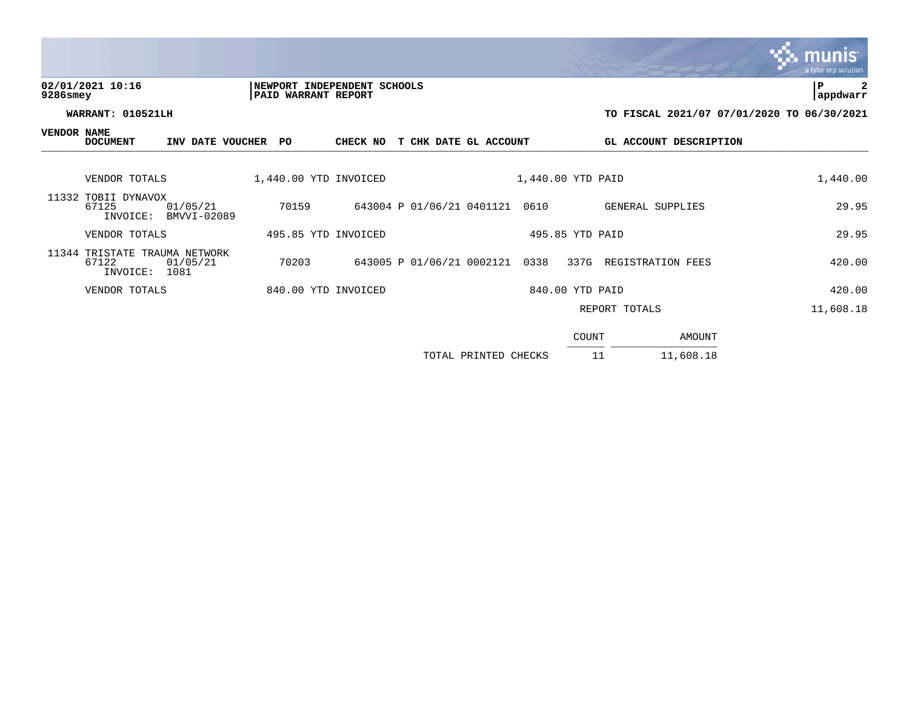**NEWPORT INDEPENDENT SCHOOLS**
**PAID WARRANT REPORT**

**02/01/2021 10:16**
**9286smey**

**P 2**
**appdwarr**

**WARRANT: 010521LH**

**TO FISCAL 2021/07 07/01/2020 TO 06/30/2021**

| VENDOR | NAME / DOCUMENT | INV DATE | VOUCHER | PO | CHECK NO | T | CHK DATE | GL ACCOUNT | | GL ACCOUNT DESCRIPTION | AMOUNT |
|---|---|---|---|---|---|---|---|---|---|---|---|
| | VENDOR TOTALS | | 1,440.00 YTD INVOICED | | | | | 1,440.00 YTD PAID | | | 1,440.00 |
| 11332 | TOBII DYNAVOX | | | | | | | | | | |
| | 67125 | 01/05/21 | | 70159 | 643004 | P | 01/06/21 | 0401121 | 0610 | GENERAL SUPPLIES | 29.95 |
| | INVOICE: | BMVVI-02089 | | | | | | | | | |
| | VENDOR TOTALS | | 495.85 YTD INVOICED | | | | | 495.85 YTD PAID | | | 29.95 |
| 11344 | TRISTATE TRAUMA NETWORK | | | | | | | | | | |
| | 67122 | 01/05/21 | | 70203 | 643005 | P | 01/06/21 | 0002121 | 0338 337G | REGISTRATION FEES | 420.00 |
| | INVOICE: | 1081 | | | | | | | | | |
| | VENDOR TOTALS | | 840.00 YTD INVOICED | | | | | 840.00 YTD PAID | | | 420.00 |
| | | | | | | | | | | REPORT TOTALS | 11,608.18 |

| | COUNT | AMOUNT |
|---|---|---|
| TOTAL PRINTED CHECKS | 11 | 11,608.18 |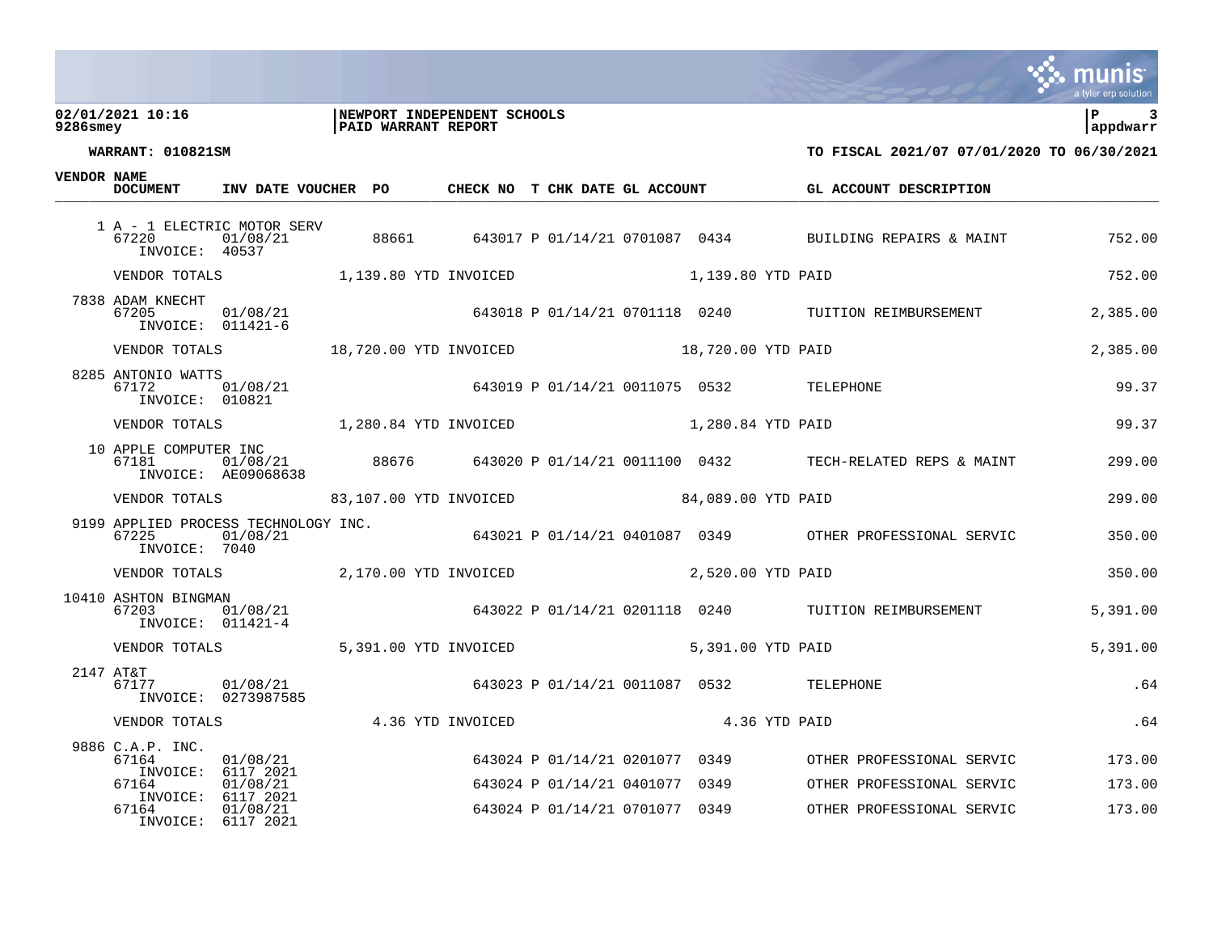**02/01/2021 10:16** | **NEWPORT INDEPENDENT SCHOOLS**
**9286smey** | **PAID WARRANT REPORT**

**WARRANT: 010821SM** — **TO FISCAL 2021/07 07/01/2020 TO 06/30/2021**

| VENDOR NAME / DOCUMENT | INV DATE | VOUCHER | PO | CHECK NO | T | CHK DATE | GL ACCOUNT | | GL ACCOUNT DESCRIPTION | |
|---|---|---|---|---|---|---|---|---|---|---|
| 1 A - 1 ELECTRIC MOTOR SERV | | | | | | | | | | |
| 67220 INVOICE: 40537 | 01/08/21 | | 88661 | 643017 | P | 01/14/21 | 0701087 | 0434 | BUILDING REPAIRS & MAINT | 752.00 |
| VENDOR TOTALS | | 1,139.80 YTD INVOICED | | | | | 1,139.80 YTD PAID | | | 752.00 |
| 7838 ADAM KNECHT | | | | | | | | | | |
| 67205 INVOICE: 011421-6 | 01/08/21 | | | 643018 | P | 01/14/21 | 0701118 | 0240 | TUITION REIMBURSEMENT | 2,385.00 |
| VENDOR TOTALS | | 18,720.00 YTD INVOICED | | | | | 18,720.00 YTD PAID | | | 2,385.00 |
| 8285 ANTONIO WATTS | | | | | | | | | | |
| 67172 INVOICE: 010821 | 01/08/21 | | | 643019 | P | 01/14/21 | 0011075 | 0532 | TELEPHONE | 99.37 |
| VENDOR TOTALS | | 1,280.84 YTD INVOICED | | | | | 1,280.84 YTD PAID | | | 99.37 |
| 10 APPLE COMPUTER INC | | | | | | | | | | |
| 67181 INVOICE: AE09068638 | 01/08/21 | | 88676 | 643020 | P | 01/14/21 | 0011100 | 0432 | TECH-RELATED REPS & MAINT | 299.00 |
| VENDOR TOTALS | | 83,107.00 YTD INVOICED | | | | | 84,089.00 YTD PAID | | | 299.00 |
| 9199 APPLIED PROCESS TECHNOLOGY INC. | | | | | | | | | | |
| 67225 INVOICE: 7040 | 01/08/21 | | | 643021 | P | 01/14/21 | 0401087 | 0349 | OTHER PROFESSIONAL SERVIC | 350.00 |
| VENDOR TOTALS | | 2,170.00 YTD INVOICED | | | | | 2,520.00 YTD PAID | | | 350.00 |
| 10410 ASHTON BINGMAN | | | | | | | | | | |
| 67203 INVOICE: 011421-4 | 01/08/21 | | | 643022 | P | 01/14/21 | 0201118 | 0240 | TUITION REIMBURSEMENT | 5,391.00 |
| VENDOR TOTALS | | 5,391.00 YTD INVOICED | | | | | 5,391.00 YTD PAID | | | 5,391.00 |
| 2147 AT&T | | | | | | | | | | |
| 67177 INVOICE: 0273987585 | 01/08/21 | | | 643023 | P | 01/14/21 | 0011087 | 0532 | TELEPHONE | .64 |
| VENDOR TOTALS | | 4.36 YTD INVOICED | | | | | 4.36 YTD PAID | | | .64 |
| 9886 C.A.P. INC. | | | | | | | | | | |
| 67164 INVOICE: 6117 2021 | 01/08/21 | | | 643024 | P | 01/14/21 | 0201077 | 0349 | OTHER PROFESSIONAL SERVIC | 173.00 |
| 67164 INVOICE: 6117 2021 | 01/08/21 | | | 643024 | P | 01/14/21 | 0401077 | 0349 | OTHER PROFESSIONAL SERVIC | 173.00 |
| 67164 INVOICE: 6117 2021 | 01/08/21 | | | 643024 | P | 01/14/21 | 0701077 | 0349 | OTHER PROFESSIONAL SERVIC | 173.00 |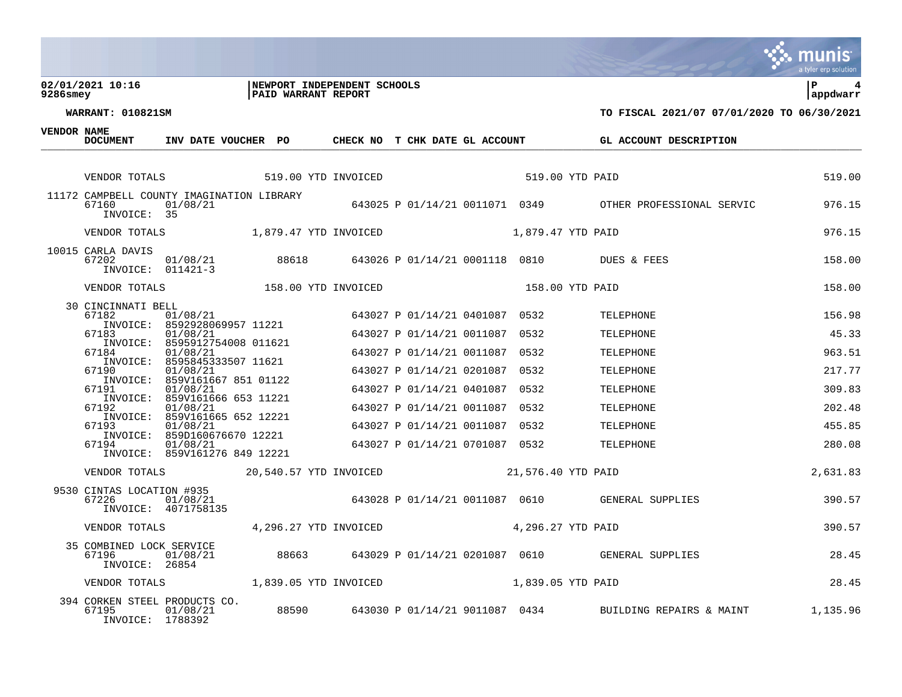**02/01/2021 10:16** | **NEWPORT INDEPENDENT SCHOOLS**
**9286smey** | **PAID WARRANT REPORT** | **appdwarr**

**WARRANT: 010821SM** — **TO FISCAL 2021/07 07/01/2020 TO 06/30/2021**

| VENDOR | NAME / DOCUMENT | INV DATE | VOUCHER | PO | CHECK NO | T | CHK DATE | GL ACCOUNT | | GL ACCOUNT DESCRIPTION | AMOUNT |
|---|---|---|---|---|---|---|---|---|---|---|---|
| | VENDOR TOTALS | | 519.00 YTD INVOICED | | | | | 519.00 YTD PAID | | | 519.00 |
| 11172 | CAMPBELL COUNTY IMAGINATION LIBRARY | | | | | | | | | | |
| | 67160 | 01/08/21 | | | 643025 | P | 01/14/21 | 0011071 | 0349 | OTHER PROFESSIONAL SERVIC | 976.15 |
| | INVOICE: 35 | | | | | | | | | | |
| | VENDOR TOTALS | | 1,879.47 YTD INVOICED | | | | | 1,879.47 YTD PAID | | | 976.15 |
| 10015 | CARLA DAVIS | | | | | | | | | | |
| | 67202 | 01/08/21 | | 88618 | 643026 | P | 01/14/21 | 0001118 | 0810 | DUES & FEES | 158.00 |
| | INVOICE: 011421-3 | | | | | | | | | | |
| | VENDOR TOTALS | | 158.00 YTD INVOICED | | | | | 158.00 YTD PAID | | | 158.00 |
| 30 | CINCINNATI BELL | | | | | | | | | | |
| | 67182 | 01/08/21 | | | 643027 | P | 01/14/21 | 0401087 | 0532 | TELEPHONE | 156.98 |
| | INVOICE: 8592928069957 11221 | | | | | | | | | | |
| | 67183 | 01/08/21 | | | 643027 | P | 01/14/21 | 0011087 | 0532 | TELEPHONE | 45.33 |
| | INVOICE: 8595912754008 011621 | | | | | | | | | | |
| | 67184 | 01/08/21 | | | 643027 | P | 01/14/21 | 0011087 | 0532 | TELEPHONE | 963.51 |
| | INVOICE: 8595845333507 11621 | | | | | | | | | | |
| | 67190 | 01/08/21 | | | 643027 | P | 01/14/21 | 0201087 | 0532 | TELEPHONE | 217.77 |
| | INVOICE: 859V161667 851 01122 | | | | | | | | | | |
| | 67191 | 01/08/21 | | | 643027 | P | 01/14/21 | 0401087 | 0532 | TELEPHONE | 309.83 |
| | INVOICE: 859V161666 653 11221 | | | | | | | | | | |
| | 67192 | 01/08/21 | | | 643027 | P | 01/14/21 | 0011087 | 0532 | TELEPHONE | 202.48 |
| | INVOICE: 859V161665 652 12221 | | | | | | | | | | |
| | 67193 | 01/08/21 | | | 643027 | P | 01/14/21 | 0011087 | 0532 | TELEPHONE | 455.85 |
| | INVOICE: 859D160676670 12221 | | | | | | | | | | |
| | 67194 | 01/08/21 | | | 643027 | P | 01/14/21 | 0701087 | 0532 | TELEPHONE | 280.08 |
| | INVOICE: 859V161276 849 12221 | | | | | | | | | | |
| | VENDOR TOTALS | | 20,540.57 YTD INVOICED | | | | | 21,576.40 YTD PAID | | | 2,631.83 |
| 9530 | CINTAS LOCATION #935 | | | | | | | | | | |
| | 67226 | 01/08/21 | | | 643028 | P | 01/14/21 | 0011087 | 0610 | GENERAL SUPPLIES | 390.57 |
| | INVOICE: 4071758135 | | | | | | | | | | |
| | VENDOR TOTALS | | 4,296.27 YTD INVOICED | | | | | 4,296.27 YTD PAID | | | 390.57 |
| 35 | COMBINED LOCK SERVICE | | | | | | | | | | |
| | 67196 | 01/08/21 | | 88663 | 643029 | P | 01/14/21 | 0201087 | 0610 | GENERAL SUPPLIES | 28.45 |
| | INVOICE: 26854 | | | | | | | | | | |
| | VENDOR TOTALS | | 1,839.05 YTD INVOICED | | | | | 1,839.05 YTD PAID | | | 28.45 |
| 394 | CORKEN STEEL PRODUCTS CO. | | | | | | | | | | |
| | 67195 | 01/08/21 | | 88590 | 643030 | P | 01/14/21 | 9011087 | 0434 | BUILDING REPAIRS & MAINT | 1,135.96 |
| | INVOICE: 1788392 | | | | | | | | | | |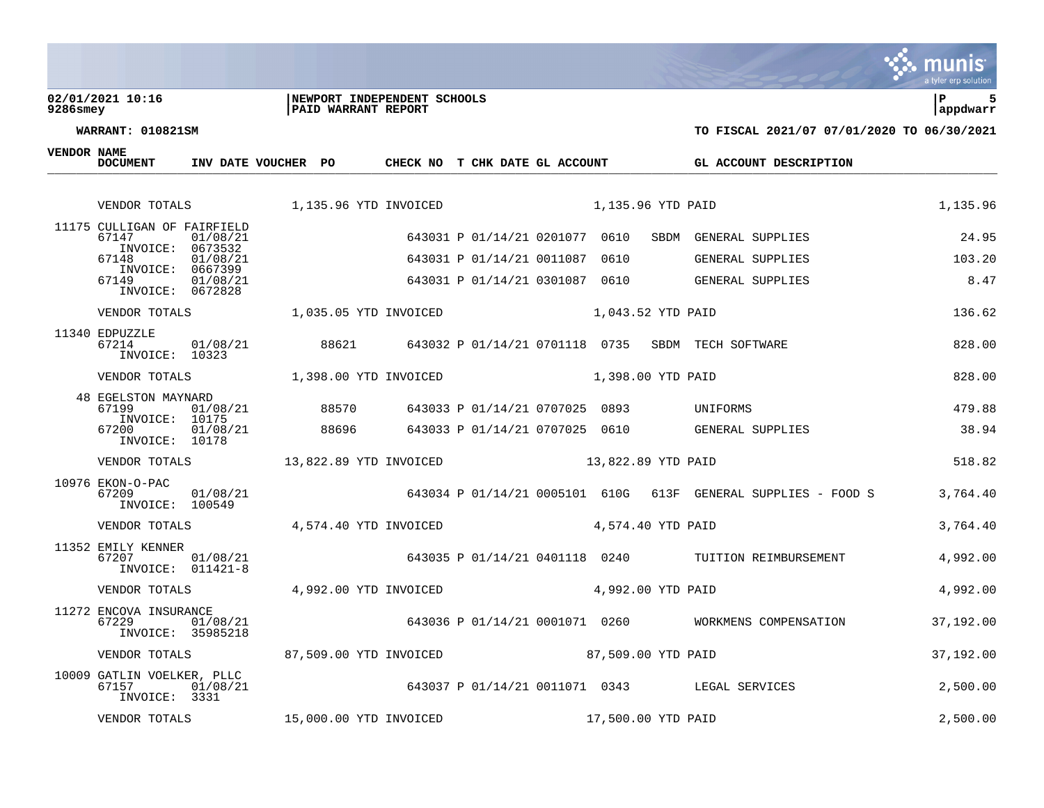**NEWPORT INDEPENDENT SCHOOLS**
**PAID WARRANT REPORT**

02/01/2021 10:16
9286smey

appdwarr

**WARRANT: 010821SM**

**TO FISCAL 2021/07 07/01/2020 TO 06/30/2021**

| VENDOR | NAME / DOCUMENT | INV DATE | VOUCHER | PO | CHECK NO | T | CHK DATE | GL ACCOUNT | | | GL ACCOUNT DESCRIPTION | AMOUNT |
|---|---|---|---|---|---|---|---|---|---|---|---|---|
| | VENDOR TOTALS | | 1,135.96 YTD INVOICED | | | | | 1,135.96 YTD PAID | | | | 1,135.96 |
| 11175 | CULLIGAN OF FAIRFIELD | | | | | | | | | | | |
| | 67147 INVOICE: 0673532 | 01/08/21 | | | 643031 | P | 01/14/21 | 0201077 | 0610 | SBDM | GENERAL SUPPLIES | 24.95 |
| | 67148 INVOICE: 0667399 | 01/08/21 | | | 643031 | P | 01/14/21 | 0011087 | 0610 | | GENERAL SUPPLIES | 103.20 |
| | 67149 INVOICE: 0672828 | 01/08/21 | | | 643031 | P | 01/14/21 | 0301087 | 0610 | | GENERAL SUPPLIES | 8.47 |
| | VENDOR TOTALS | | 1,035.05 YTD INVOICED | | | | | 1,043.52 YTD PAID | | | | 136.62 |
| 11340 | EDPUZZLE | | | | | | | | | | | |
| | 67214 INVOICE: 10323 | 01/08/21 | | 88621 | 643032 | P | 01/14/21 | 0701118 | 0735 | SBDM | TECH SOFTWARE | 828.00 |
| | VENDOR TOTALS | | 1,398.00 YTD INVOICED | | | | | 1,398.00 YTD PAID | | | | 828.00 |
| 48 | EGELSTON MAYNARD | | | | | | | | | | | |
| | 67199 INVOICE: 10175 | 01/08/21 | | 88570 | 643033 | P | 01/14/21 | 0707025 | 0893 | | UNIFORMS | 479.88 |
| | 67200 INVOICE: 10178 | 01/08/21 | | 88696 | 643033 | P | 01/14/21 | 0707025 | 0610 | | GENERAL SUPPLIES | 38.94 |
| | VENDOR TOTALS | | 13,822.89 YTD INVOICED | | | | | 13,822.89 YTD PAID | | | | 518.82 |
| 10976 | EKON-O-PAC | | | | | | | | | | | |
| | 67209 INVOICE: 100549 | 01/08/21 | | | 643034 | P | 01/14/21 | 0005101 | 610G | 613F | GENERAL SUPPLIES - FOOD S | 3,764.40 |
| | VENDOR TOTALS | | 4,574.40 YTD INVOICED | | | | | 4,574.40 YTD PAID | | | | 3,764.40 |
| 11352 | EMILY KENNER | | | | | | | | | | | |
| | 67207 INVOICE: 011421-8 | 01/08/21 | | | 643035 | P | 01/14/21 | 0401118 | 0240 | | TUITION REIMBURSEMENT | 4,992.00 |
| | VENDOR TOTALS | | 4,992.00 YTD INVOICED | | | | | 4,992.00 YTD PAID | | | | 4,992.00 |
| 11272 | ENCOVA INSURANCE | | | | | | | | | | | |
| | 67229 INVOICE: 35985218 | 01/08/21 | | | 643036 | P | 01/14/21 | 0001071 | 0260 | | WORKMENS COMPENSATION | 37,192.00 |
| | VENDOR TOTALS | | 87,509.00 YTD INVOICED | | | | | 87,509.00 YTD PAID | | | | 37,192.00 |
| 10009 | GATLIN VOELKER, PLLC | | | | | | | | | | | |
| | 67157 INVOICE: 3331 | 01/08/21 | | | 643037 | P | 01/14/21 | 0011071 | 0343 | | LEGAL SERVICES | 2,500.00 |
| | VENDOR TOTALS | | 15,000.00 YTD INVOICED | | | | | 17,500.00 YTD PAID | | | | 2,500.00 |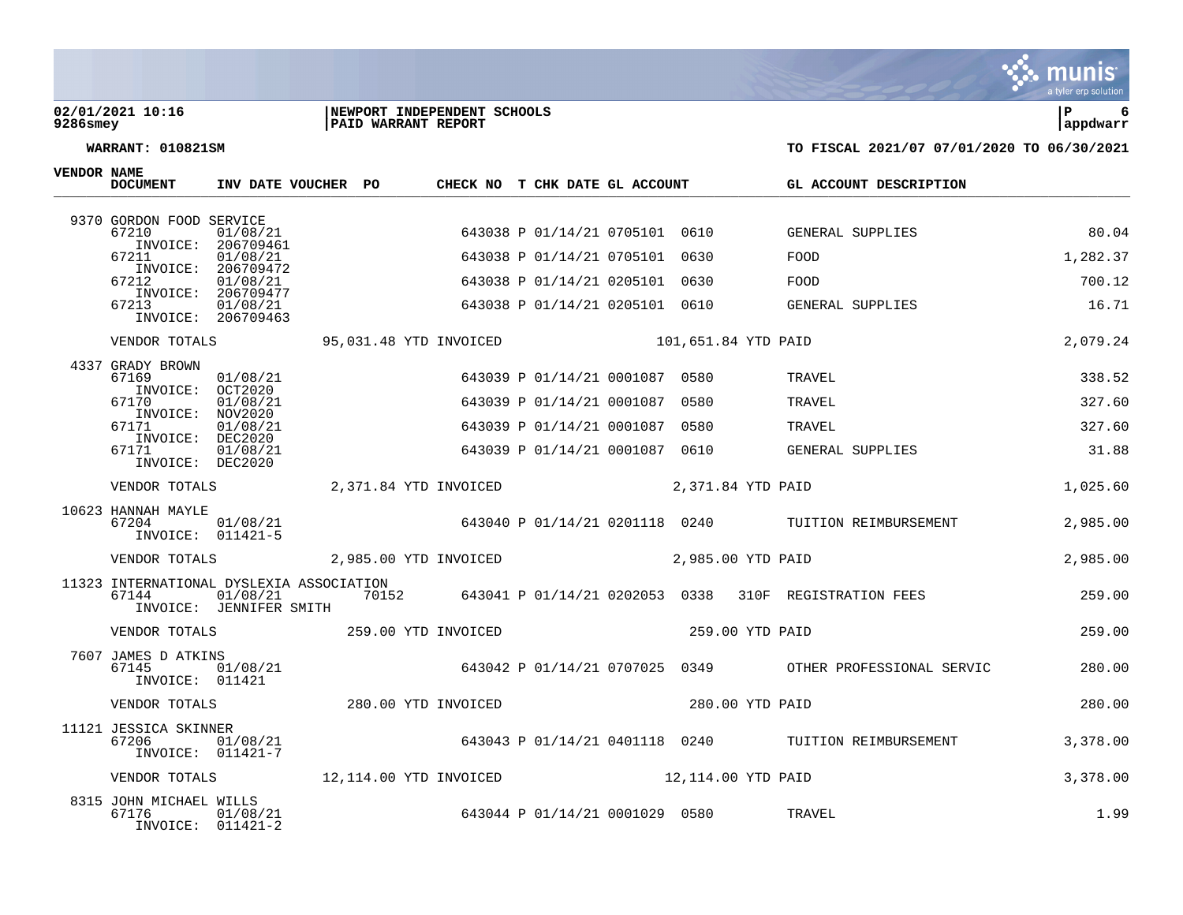**WARRANT: 010821SM**

**TO FISCAL 2021/07 07/01/2020 TO 06/30/2021**

| VENDOR NAME / DOCUMENT | INV DATE | VOUCHER | PO | CHECK NO | T | CHK DATE | GL ACCOUNT | | GL ACCOUNT DESCRIPTION | |
|---|---|---|---|---|---|---|---|---|---|---|
| 9370 GORDON FOOD SERVICE | | | | | | | | | | |
| 67210 INVOICE: 206709461 | 01/08/21 | | | 643038 | P | 01/14/21 | 0705101 | 0610 | GENERAL SUPPLIES | 80.04 |
| 67211 INVOICE: 206709472 | 01/08/21 | | | 643038 | P | 01/14/21 | 0705101 | 0630 | FOOD | 1,282.37 |
| 67212 INVOICE: 206709477 | 01/08/21 | | | 643038 | P | 01/14/21 | 0205101 | 0630 | FOOD | 700.12 |
| 67213 INVOICE: 206709463 | 01/08/21 | | | 643038 | P | 01/14/21 | 0205101 | 0610 | GENERAL SUPPLIES | 16.71 |
| VENDOR TOTALS | 95,031.48 YTD INVOICED | | | | | 101,651.84 YTD PAID | | | | 2,079.24 |
| 4337 GRADY BROWN | | | | | | | | | | |
| 67169 INVOICE: OCT2020 | 01/08/21 | | | 643039 | P | 01/14/21 | 0001087 | 0580 | TRAVEL | 338.52 |
| 67170 INVOICE: NOV2020 | 01/08/21 | | | 643039 | P | 01/14/21 | 0001087 | 0580 | TRAVEL | 327.60 |
| 67171 INVOICE: DEC2020 | 01/08/21 | | | 643039 | P | 01/14/21 | 0001087 | 0580 | TRAVEL | 327.60 |
| 67171 INVOICE: DEC2020 | 01/08/21 | | | 643039 | P | 01/14/21 | 0001087 | 0610 | GENERAL SUPPLIES | 31.88 |
| VENDOR TOTALS | 2,371.84 YTD INVOICED | | | | | 2,371.84 YTD PAID | | | | 1,025.60 |
| 10623 HANNAH MAYLE | | | | | | | | | | |
| 67204 INVOICE: 011421-5 | 01/08/21 | | | 643040 | P | 01/14/21 | 0201118 | 0240 | TUITION REIMBURSEMENT | 2,985.00 |
| VENDOR TOTALS | 2,985.00 YTD INVOICED | | | | | 2,985.00 YTD PAID | | | | 2,985.00 |
| 11323 INTERNATIONAL DYSLEXIA ASSOCIATION | | | | | | | | | | |
| 67144 INVOICE: JENNIFER SMITH | 01/08/21 | | 70152 | 643041 | P | 01/14/21 | 0202053 | 0338 310F | REGISTRATION FEES | 259.00 |
| VENDOR TOTALS | 259.00 YTD INVOICED | | | | | 259.00 YTD PAID | | | | 259.00 |
| 7607 JAMES D ATKINS | | | | | | | | | | |
| 67145 INVOICE: 011421 | 01/08/21 | | | 643042 | P | 01/14/21 | 0707025 | 0349 | OTHER PROFESSIONAL SERVIC | 280.00 |
| VENDOR TOTALS | 280.00 YTD INVOICED | | | | | 280.00 YTD PAID | | | | 280.00 |
| 11121 JESSICA SKINNER | | | | | | | | | | |
| 67206 INVOICE: 011421-7 | 01/08/21 | | | 643043 | P | 01/14/21 | 0401118 | 0240 | TUITION REIMBURSEMENT | 3,378.00 |
| VENDOR TOTALS | 12,114.00 YTD INVOICED | | | | | 12,114.00 YTD PAID | | | | 3,378.00 |
| 8315 JOHN MICHAEL WILLS | | | | | | | | | | |
| 67176 INVOICE: 011421-2 | 01/08/21 | | | 643044 | P | 01/14/21 | 0001029 | 0580 | TRAVEL | 1.99 |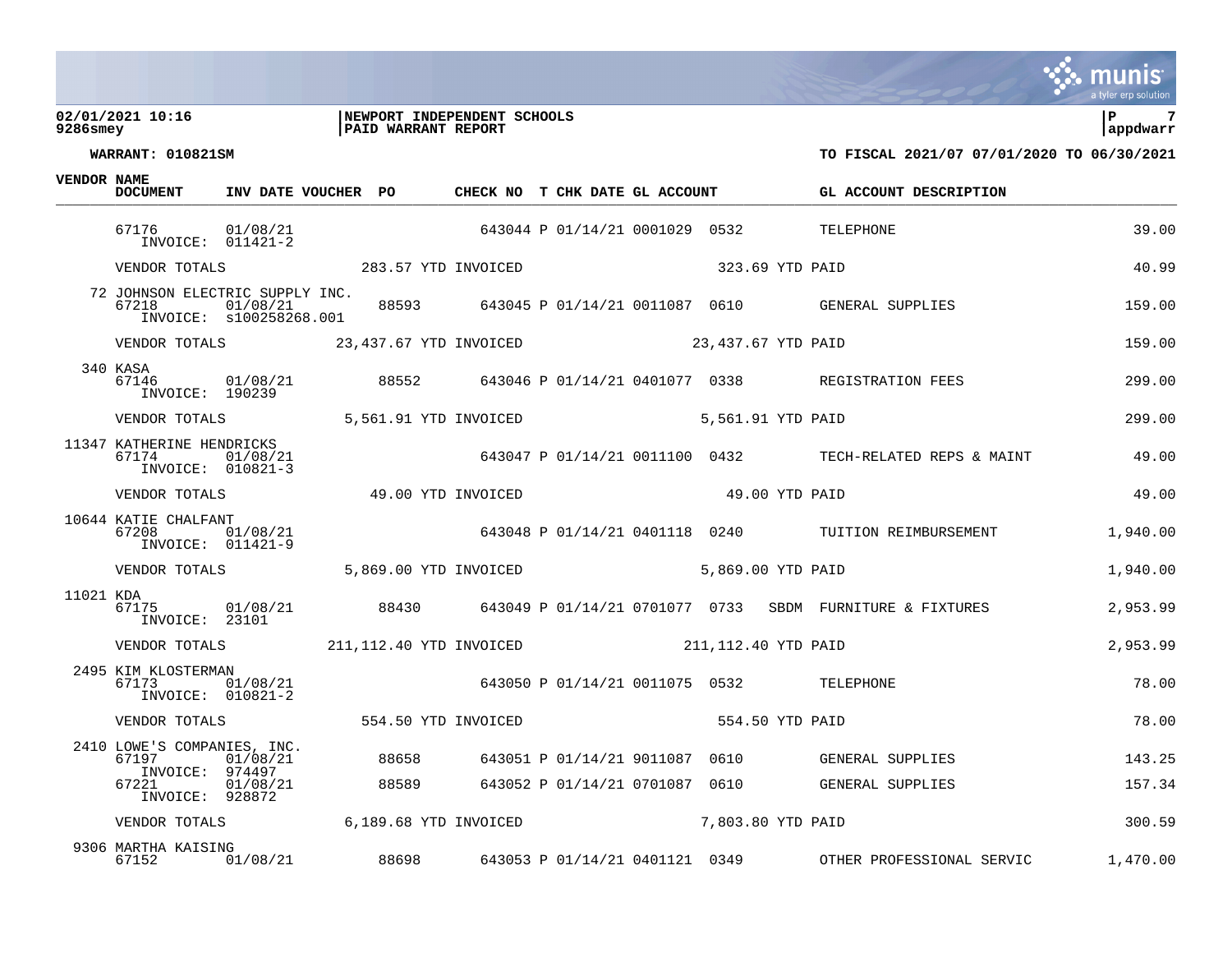**02/01/2021 10:16** | **NEWPORT INDEPENDENT SCHOOLS**
**9286smey** | **PAID WARRANT REPORT**

**WARRANT: 010821SM**

**TO FISCAL 2021/07 07/01/2020 TO 06/30/2021**

| VENDOR NAME | DOCUMENT | INV DATE | VOUCHER | PO | CHECK NO | T | CHK DATE | GL ACCOUNT | | GL ACCOUNT DESCRIPTION | AMOUNT |
|---|---|---|---|---|---|---|---|---|---|---|---|
| | 67176<br>INVOICE: 011421-2 | 01/08/21 | | | 643044 | P | 01/14/21 | 0001029 0532 | | TELEPHONE | 39.00 |
| | VENDOR TOTALS | | 283.57 YTD INVOICED | | | | | 323.69 YTD PAID | | | 40.99 |
| 72 JOHNSON ELECTRIC SUPPLY INC. | 67218<br>INVOICE: s100258268.001 | 01/08/21 | | 88593 | 643045 | P | 01/14/21 | 0011087 0610 | | GENERAL SUPPLIES | 159.00 |
| | VENDOR TOTALS | | 23,437.67 YTD INVOICED | | | | | 23,437.67 YTD PAID | | | 159.00 |
| 340 KASA | 67146<br>INVOICE: 190239 | 01/08/21 | | 88552 | 643046 | P | 01/14/21 | 0401077 0338 | | REGISTRATION FEES | 299.00 |
| | VENDOR TOTALS | | 5,561.91 YTD INVOICED | | | | | 5,561.91 YTD PAID | | | 299.00 |
| 11347 KATHERINE HENDRICKS | 67174<br>INVOICE: 010821-3 | 01/08/21 | | | 643047 | P | 01/14/21 | 0011100 0432 | | TECH-RELATED REPS & MAINT | 49.00 |
| | VENDOR TOTALS | | 49.00 YTD INVOICED | | | | | 49.00 YTD PAID | | | 49.00 |
| 10644 KATIE CHALFANT | 67208<br>INVOICE: 011421-9 | 01/08/21 | | | 643048 | P | 01/14/21 | 0401118 0240 | | TUITION REIMBURSEMENT | 1,940.00 |
| | VENDOR TOTALS | | 5,869.00 YTD INVOICED | | | | | 5,869.00 YTD PAID | | | 1,940.00 |
| 11021 KDA | 67175<br>INVOICE: 23101 | 01/08/21 | | 88430 | 643049 | P | 01/14/21 | 0701077 0733 | SBDM | FURNITURE & FIXTURES | 2,953.99 |
| | VENDOR TOTALS | | 211,112.40 YTD INVOICED | | | | | 211,112.40 YTD PAID | | | 2,953.99 |
| 2495 KIM KLOSTERMAN | 67173<br>INVOICE: 010821-2 | 01/08/21 | | | 643050 | P | 01/14/21 | 0011075 0532 | | TELEPHONE | 78.00 |
| | VENDOR TOTALS | | 554.50 YTD INVOICED | | | | | 554.50 YTD PAID | | | 78.00 |
| 2410 LOWE'S COMPANIES, INC. | 67197<br>INVOICE: 974497 | 01/08/21 | | 88658 | 643051 | P | 01/14/21 | 9011087 0610 | | GENERAL SUPPLIES | 143.25 |
| | 67221<br>INVOICE: 928872 | 01/08/21 | | 88589 | 643052 | P | 01/14/21 | 0701087 0610 | | GENERAL SUPPLIES | 157.34 |
| | VENDOR TOTALS | | 6,189.68 YTD INVOICED | | | | | 7,803.80 YTD PAID | | | 300.59 |
| 9306 MARTHA KAISING | 67152 | 01/08/21 | | 88698 | 643053 | P | 01/14/21 | 0401121 0349 | | OTHER PROFESSIONAL SERVIC | 1,470.00 |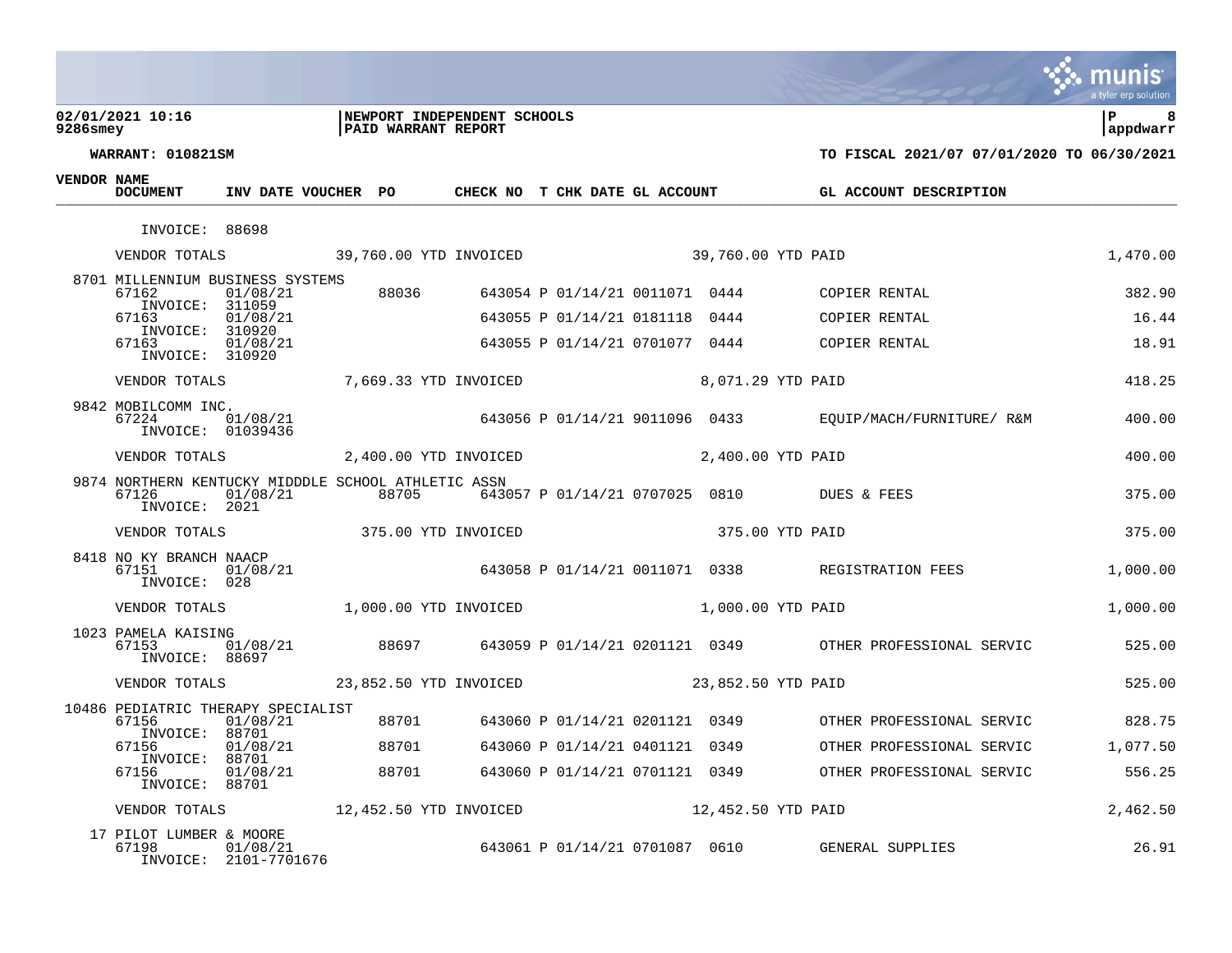**02/01/2021 10:16** | **NEWPORT INDEPENDENT SCHOOLS** | **P 8**
**9286smey** | **PAID WARRANT REPORT** | **appdwarr**

**WARRANT: 010821SM** — **TO FISCAL 2021/07 07/01/2020 TO 06/30/2021**

| VENDOR | NAME / DOCUMENT | INV DATE | VOUCHER | PO | CHECK NO | T | CHK DATE | GL ACCOUNT | | GL ACCOUNT DESCRIPTION | AMOUNT |
|---|---|---|---|---|---|---|---|---|---|---|---|
| | INVOICE: 88698 | | | | | | | | | | |
| | VENDOR TOTALS | | 39,760.00 YTD INVOICED | | | | | 39,760.00 YTD PAID | | | 1,470.00 |
| 8701 | MILLENNIUM BUSINESS SYSTEMS | | | | | | | | | | |
| | 67162 INVOICE: 311059 | 01/08/21 | | 88036 | 643054 | P | 01/14/21 | 0011071 | 0444 | COPIER RENTAL | 382.90 |
| | 67163 INVOICE: 310920 | 01/08/21 | | | 643055 | P | 01/14/21 | 0181118 | 0444 | COPIER RENTAL | 16.44 |
| | 67163 INVOICE: 310920 | 01/08/21 | | | 643055 | P | 01/14/21 | 0701077 | 0444 | COPIER RENTAL | 18.91 |
| | VENDOR TOTALS | | 7,669.33 YTD INVOICED | | | | | 8,071.29 YTD PAID | | | 418.25 |
| 9842 | MOBILCOMM INC. | | | | | | | | | | |
| | 67224 INVOICE: 01039436 | 01/08/21 | | | 643056 | P | 01/14/21 | 9011096 | 0433 | EQUIP/MACH/FURNITURE/ R&M | 400.00 |
| | VENDOR TOTALS | | 2,400.00 YTD INVOICED | | | | | 2,400.00 YTD PAID | | | 400.00 |
| 9874 | NORTHERN KENTUCKY MIDDDLE SCHOOL ATHLETIC ASSN | | | | | | | | | | |
| | 67126 INVOICE: 2021 | 01/08/21 | | 88705 | 643057 | P | 01/14/21 | 0707025 | 0810 | DUES & FEES | 375.00 |
| | VENDOR TOTALS | | 375.00 YTD INVOICED | | | | | 375.00 YTD PAID | | | 375.00 |
| 8418 | NO KY BRANCH NAACP | | | | | | | | | | |
| | 67151 INVOICE: 028 | 01/08/21 | | | 643058 | P | 01/14/21 | 0011071 | 0338 | REGISTRATION FEES | 1,000.00 |
| | VENDOR TOTALS | | 1,000.00 YTD INVOICED | | | | | 1,000.00 YTD PAID | | | 1,000.00 |
| 1023 | PAMELA KAISING | | | | | | | | | | |
| | 67153 INVOICE: 88697 | 01/08/21 | | 88697 | 643059 | P | 01/14/21 | 0201121 | 0349 | OTHER PROFESSIONAL SERVIC | 525.00 |
| | VENDOR TOTALS | | 23,852.50 YTD INVOICED | | | | | 23,852.50 YTD PAID | | | 525.00 |
| 10486 | PEDIATRIC THERAPY SPECIALIST | | | | | | | | | | |
| | 67156 INVOICE: 88701 | 01/08/21 | | 88701 | 643060 | P | 01/14/21 | 0201121 | 0349 | OTHER PROFESSIONAL SERVIC | 828.75 |
| | 67156 INVOICE: 88701 | 01/08/21 | | 88701 | 643060 | P | 01/14/21 | 0401121 | 0349 | OTHER PROFESSIONAL SERVIC | 1,077.50 |
| | 67156 INVOICE: 88701 | 01/08/21 | | 88701 | 643060 | P | 01/14/21 | 0701121 | 0349 | OTHER PROFESSIONAL SERVIC | 556.25 |
| | VENDOR TOTALS | | 12,452.50 YTD INVOICED | | | | | 12,452.50 YTD PAID | | | 2,462.50 |
| 17 | PILOT LUMBER & MOORE | | | | | | | | | | |
| | 67198 INVOICE: 2101-7701676 | 01/08/21 | | | 643061 | P | 01/14/21 | 0701087 | 0610 | GENERAL SUPPLIES | 26.91 |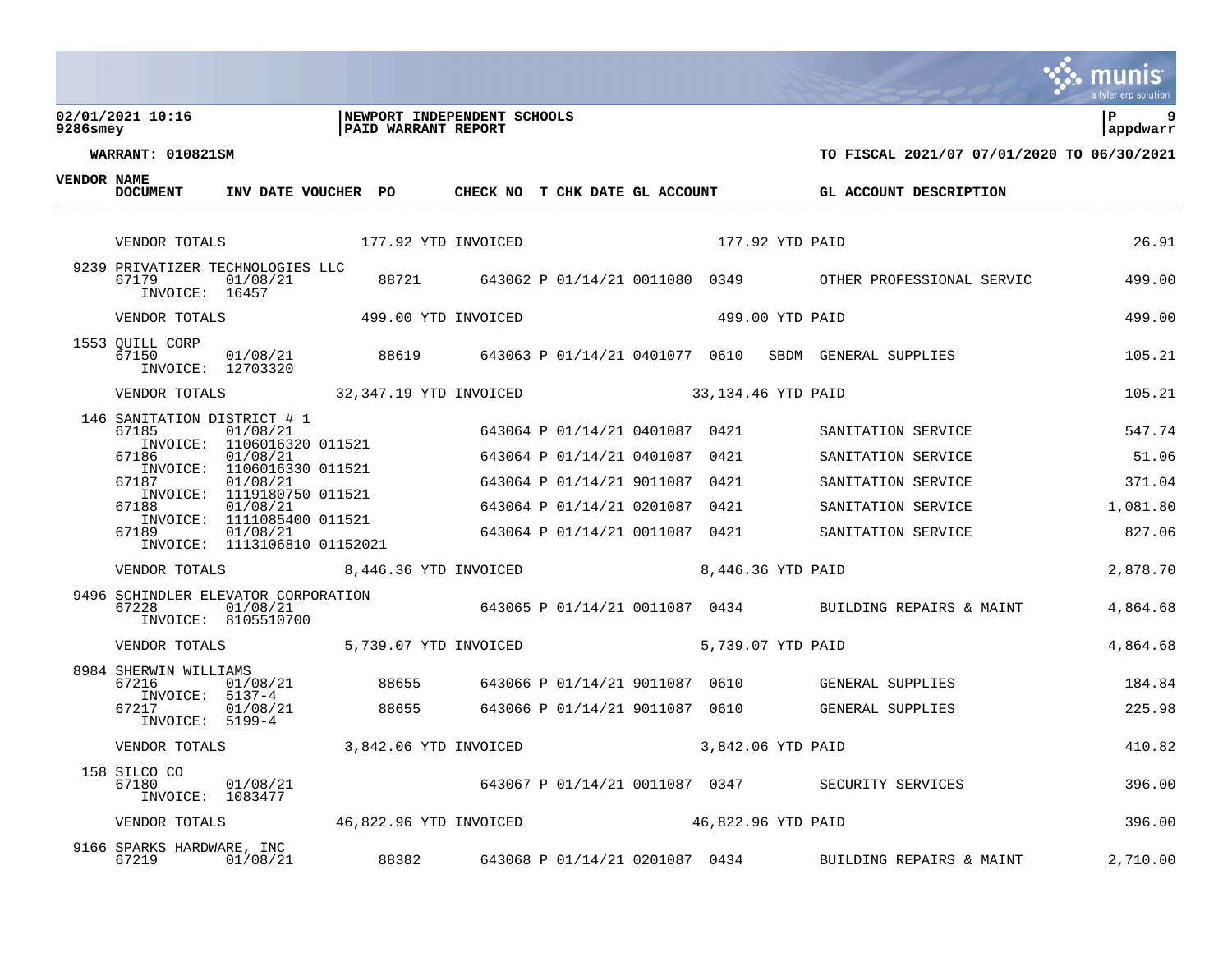**02/01/2021 10:16** | **NEWPORT INDEPENDENT SCHOOLS**
**9286smey** | **PAID WARRANT REPORT**

**WARRANT: 010821SM** | **TO FISCAL 2021/07 07/01/2020 TO 06/30/2021**

| VENDOR | NAME / DOCUMENT | INV DATE | VOUCHER | PO | CHECK NO | T | CHK DATE | GL ACCOUNT | | GL ACCOUNT DESCRIPTION | AMOUNT |
|---|---|---|---|---|---|---|---|---|---|---|---|
| | VENDOR TOTALS | | 177.92 YTD INVOICED | | | | | 177.92 YTD PAID | | | 26.91 |
| 9239 | PRIVATIZER TECHNOLOGIES LLC | | | | | | | | | | |
| | 67179 | 01/08/21 | | 88721 | 643062 | P | 01/14/21 | 0011080 0349 | | OTHER PROFESSIONAL SERVIC | 499.00 |
| | INVOICE: 16457 | | | | | | | | | | |
| | VENDOR TOTALS | | 499.00 YTD INVOICED | | | | | 499.00 YTD PAID | | | 499.00 |
| 1553 | QUILL CORP | | | | | | | | | | |
| | 67150 | 01/08/21 | | 88619 | 643063 | P | 01/14/21 | 0401077 0610 | SBDM | GENERAL SUPPLIES | 105.21 |
| | INVOICE: 12703320 | | | | | | | | | | |
| | VENDOR TOTALS | | 32,347.19 YTD INVOICED | | | | | 33,134.46 YTD PAID | | | 105.21 |
| 146 | SANITATION DISTRICT # 1 | | | | | | | | | | |
| | 67185 | 01/08/21 | | | 643064 | P | 01/14/21 | 0401087 0421 | | SANITATION SERVICE | 547.74 |
| | INVOICE: 1106016320 011521 | | | | | | | | | | |
| | 67186 | 01/08/21 | | | 643064 | P | 01/14/21 | 0401087 0421 | | SANITATION SERVICE | 51.06 |
| | INVOICE: 1106016330 011521 | | | | | | | | | | |
| | 67187 | 01/08/21 | | | 643064 | P | 01/14/21 | 9011087 0421 | | SANITATION SERVICE | 371.04 |
| | INVOICE: 1119180750 011521 | | | | | | | | | | |
| | 67188 | 01/08/21 | | | 643064 | P | 01/14/21 | 0201087 0421 | | SANITATION SERVICE | 1,081.80 |
| | INVOICE: 1111085400 011521 | | | | | | | | | | |
| | 67189 | 01/08/21 | | | 643064 | P | 01/14/21 | 0011087 0421 | | SANITATION SERVICE | 827.06 |
| | INVOICE: 1113106810 01152021 | | | | | | | | | | |
| | VENDOR TOTALS | | 8,446.36 YTD INVOICED | | | | | 8,446.36 YTD PAID | | | 2,878.70 |
| 9496 | SCHINDLER ELEVATOR CORPORATION | | | | | | | | | | |
| | 67228 | 01/08/21 | | | 643065 | P | 01/14/21 | 0011087 0434 | | BUILDING REPAIRS & MAINT | 4,864.68 |
| | INVOICE: 8105510700 | | | | | | | | | | |
| | VENDOR TOTALS | | 5,739.07 YTD INVOICED | | | | | 5,739.07 YTD PAID | | | 4,864.68 |
| 8984 | SHERWIN WILLIAMS | | | | | | | | | | |
| | 67216 | 01/08/21 | | 88655 | 643066 | P | 01/14/21 | 9011087 0610 | | GENERAL SUPPLIES | 184.84 |
| | INVOICE: 5137-4 | | | | | | | | | | |
| | 67217 | 01/08/21 | | 88655 | 643066 | P | 01/14/21 | 9011087 0610 | | GENERAL SUPPLIES | 225.98 |
| | INVOICE: 5199-4 | | | | | | | | | | |
| | VENDOR TOTALS | | 3,842.06 YTD INVOICED | | | | | 3,842.06 YTD PAID | | | 410.82 |
| 158 | SILCO CO | | | | | | | | | | |
| | 67180 | 01/08/21 | | | 643067 | P | 01/14/21 | 0011087 0347 | | SECURITY SERVICES | 396.00 |
| | INVOICE: 1083477 | | | | | | | | | | |
| | VENDOR TOTALS | | 46,822.96 YTD INVOICED | | | | | 46,822.96 YTD PAID | | | 396.00 |
| 9166 | SPARKS HARDWARE, INC | | | | | | | | | | |
| | 67219 | 01/08/21 | | 88382 | 643068 | P | 01/14/21 | 0201087 0434 | | BUILDING REPAIRS & MAINT | 2,710.00 |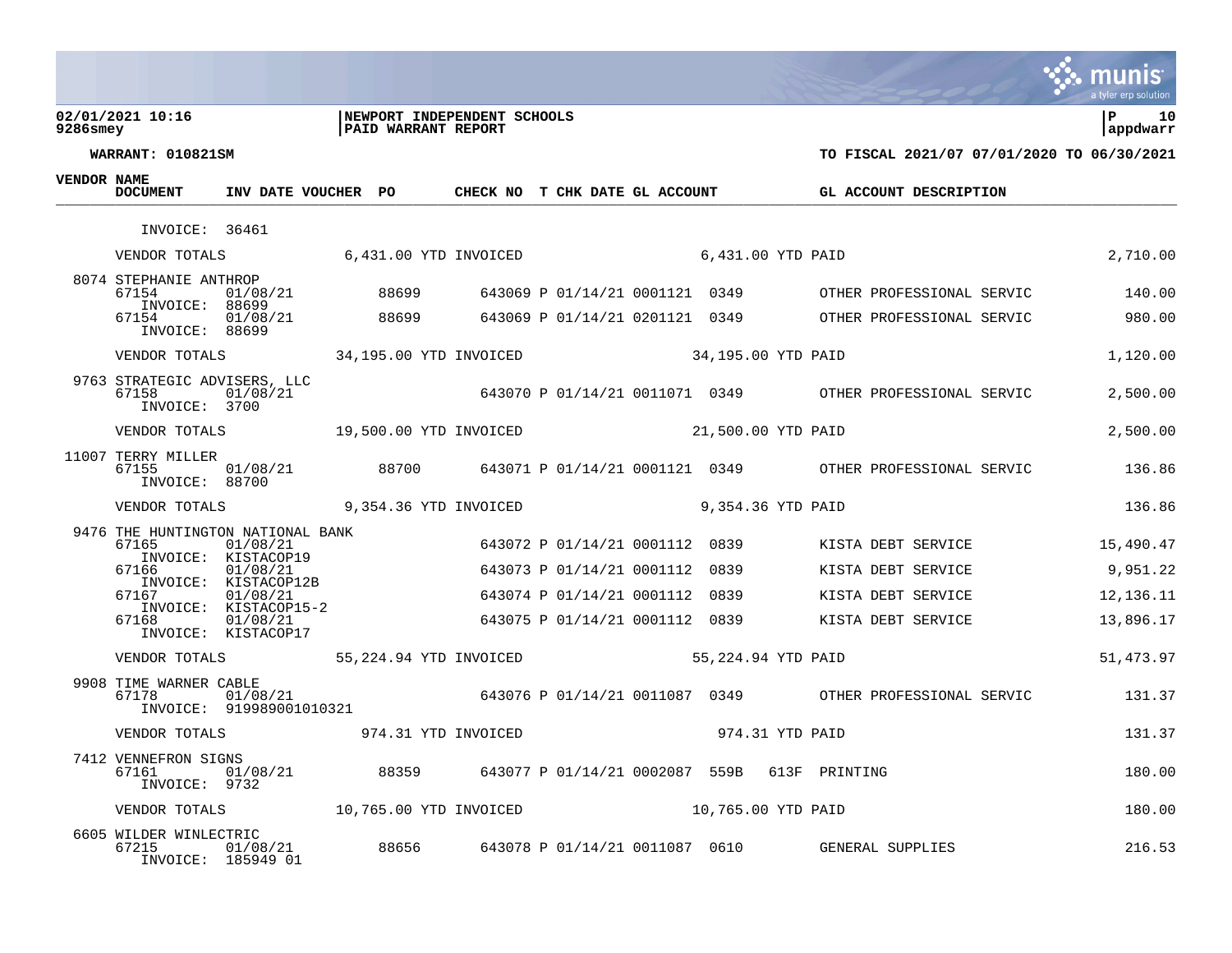02/01/2021 10:16 | NEWPORT INDEPENDENT SCHOOLS | P 10
9286smey | PAID WARRANT REPORT | appdwarr

WARRANT: 010821SM — TO FISCAL 2021/07 07/01/2020 TO 06/30/2021

| VENDOR | NAME / DOCUMENT | INV DATE | VOUCHER | PO | CHECK NO | T | CHK DATE | GL ACCOUNT | | GL ACCOUNT DESCRIPTION | AMOUNT |
|---|---|---|---|---|---|---|---|---|---|---|---|
| | INVOICE: 36461 | | | | | | | | | | |
| | VENDOR TOTALS | | 6,431.00 YTD INVOICED | | | | | 6,431.00 YTD PAID | | | 2,710.00 |
| 8074 | STEPHANIE ANTHROP | | | | | | | | | | |
| | 67154 INVOICE: 88699 | 01/08/21 | | 88699 | 643069 | P | 01/14/21 | 0001121 | 0349 | OTHER PROFESSIONAL SERVIC | 140.00 |
| | 67154 INVOICE: 88699 | 01/08/21 | | 88699 | 643069 | P | 01/14/21 | 0201121 | 0349 | OTHER PROFESSIONAL SERVIC | 980.00 |
| | VENDOR TOTALS | | 34,195.00 YTD INVOICED | | | | | 34,195.00 YTD PAID | | | 1,120.00 |
| 9763 | STRATEGIC ADVISERS, LLC | | | | | | | | | | |
| | 67158 INVOICE: 3700 | 01/08/21 | | | 643070 | P | 01/14/21 | 0011071 | 0349 | OTHER PROFESSIONAL SERVIC | 2,500.00 |
| | VENDOR TOTALS | | 19,500.00 YTD INVOICED | | | | | 21,500.00 YTD PAID | | | 2,500.00 |
| 11007 | TERRY MILLER | | | | | | | | | | |
| | 67155 INVOICE: 88700 | 01/08/21 | | 88700 | 643071 | P | 01/14/21 | 0001121 | 0349 | OTHER PROFESSIONAL SERVIC | 136.86 |
| | VENDOR TOTALS | | 9,354.36 YTD INVOICED | | | | | 9,354.36 YTD PAID | | | 136.86 |
| 9476 | THE HUNTINGTON NATIONAL BANK | | | | | | | | | | |
| | 67165 INVOICE: KISTACOP19 | 01/08/21 | | | 643072 | P | 01/14/21 | 0001112 | 0839 | KISTA DEBT SERVICE | 15,490.47 |
| | 67166 INVOICE: KISTACOP12B | 01/08/21 | | | 643073 | P | 01/14/21 | 0001112 | 0839 | KISTA DEBT SERVICE | 9,951.22 |
| | 67167 INVOICE: KISTACOP15-2 | 01/08/21 | | | 643074 | P | 01/14/21 | 0001112 | 0839 | KISTA DEBT SERVICE | 12,136.11 |
| | 67168 INVOICE: KISTACOP17 | 01/08/21 | | | 643075 | P | 01/14/21 | 0001112 | 0839 | KISTA DEBT SERVICE | 13,896.17 |
| | VENDOR TOTALS | | 55,224.94 YTD INVOICED | | | | | 55,224.94 YTD PAID | | | 51,473.97 |
| 9908 | TIME WARNER CABLE | | | | | | | | | | |
| | 67178 INVOICE: 919989001010321 | 01/08/21 | | | 643076 | P | 01/14/21 | 0011087 | 0349 | OTHER PROFESSIONAL SERVIC | 131.37 |
| | VENDOR TOTALS | | 974.31 YTD INVOICED | | | | | 974.31 YTD PAID | | | 131.37 |
| 7412 | VENNEFRON SIGNS | | | | | | | | | | |
| | 67161 INVOICE: 9732 | 01/08/21 | | 88359 | 643077 | P | 01/14/21 | 0002087 | 559B 613F | PRINTING | 180.00 |
| | VENDOR TOTALS | | 10,765.00 YTD INVOICED | | | | | 10,765.00 YTD PAID | | | 180.00 |
| 6605 | WILDER WINLECTRIC | | | | | | | | | | |
| | 67215 INVOICE: 185949 01 | 01/08/21 | | 88656 | 643078 | P | 01/14/21 | 0011087 | 0610 | GENERAL SUPPLIES | 216.53 |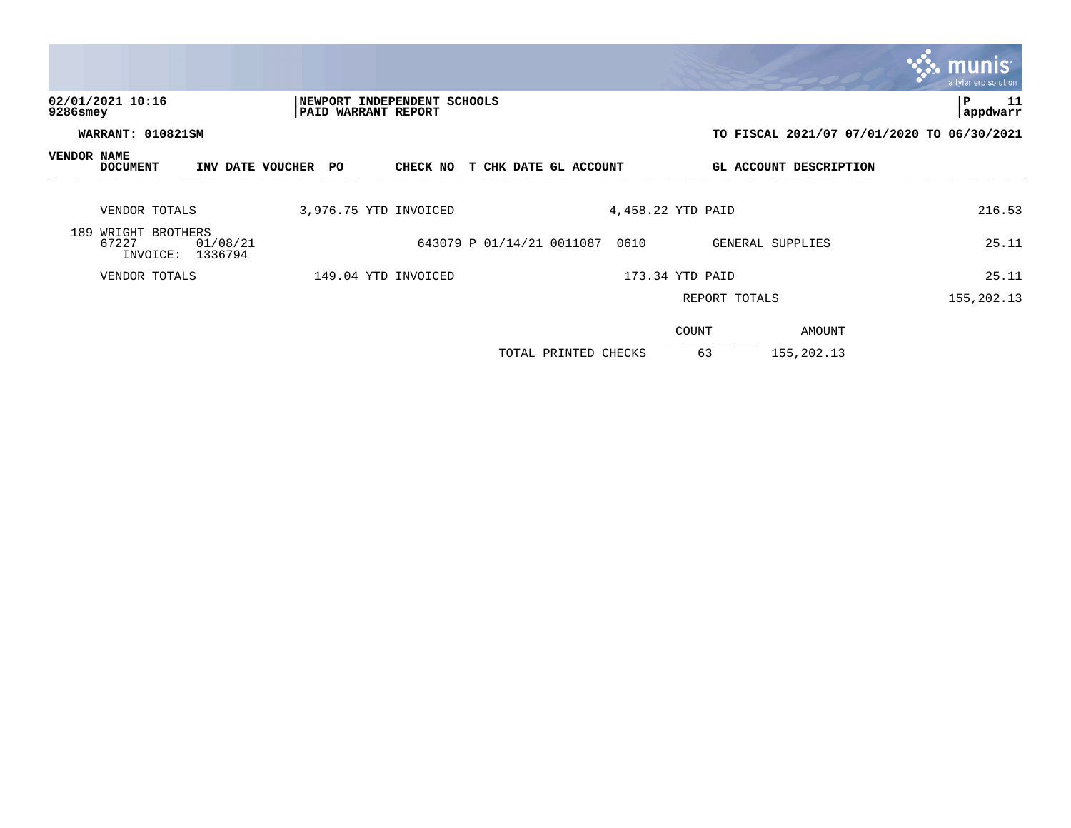02/01/2021 10:16 | NEWPORT INDEPENDENT SCHOOLS | P 11
9286smey | PAID WARRANT REPORT | appdwarr

WARRANT: 010821SM | TO FISCAL 2021/07 07/01/2020 TO 06/30/2021

| VENDOR NAME / DOCUMENT | INV DATE | VOUCHER | PO | CHECK NO | T | CHK DATE | GL ACCOUNT | | GL ACCOUNT DESCRIPTION | |
|---|---|---|---|---|---|---|---|---|---|---|
| VENDOR TOTALS | | 3,976.75 YTD INVOICED | | | | | 4,458.22 YTD PAID | | | 216.53 |
| 189 WRIGHT BROTHERS | | | | | | | | | | |
| 67227 | 01/08/21 | | | 643079 | P | 01/14/21 | 0011087 | 0610 | GENERAL SUPPLIES | 25.11 |
| INVOICE: 1336794 | | | | | | | | | | |
| VENDOR TOTALS | | 149.04 YTD INVOICED | | | | | 173.34 YTD PAID | | | 25.11 |
| | | | | | | | | | REPORT TOTALS | 155,202.13 |

| | COUNT | AMOUNT |
|---|---|---|
| TOTAL PRINTED CHECKS | 63 | 155,202.13 |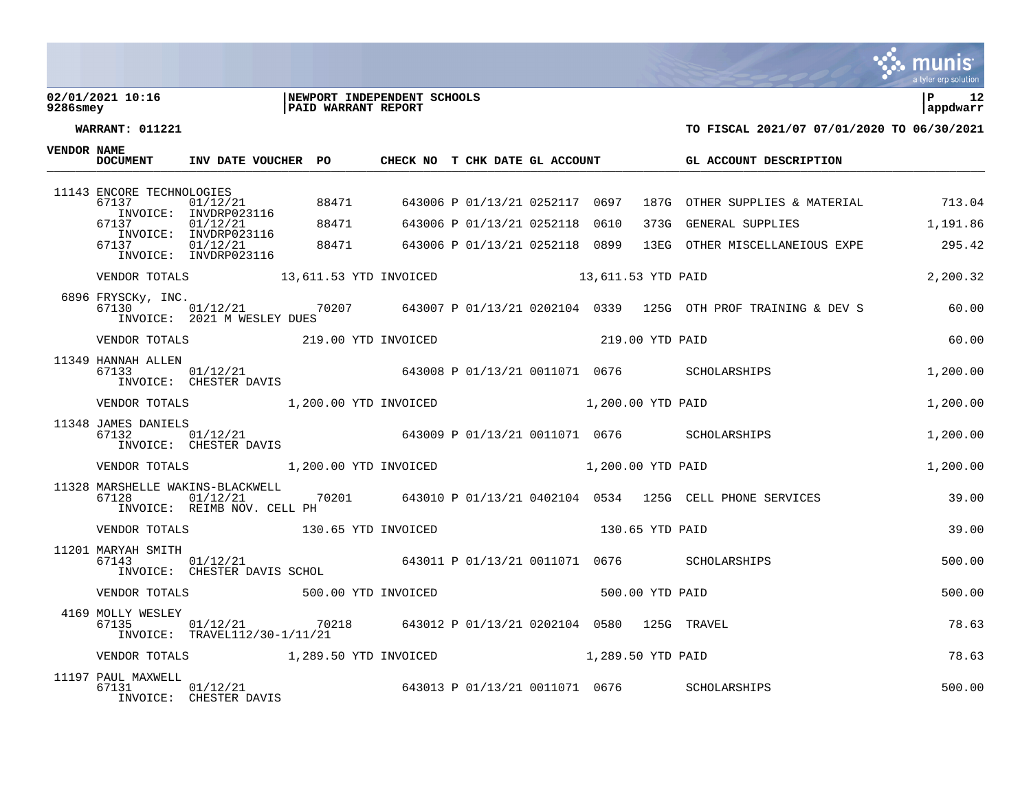**02/01/2021 10:16** | **NEWPORT INDEPENDENT SCHOOLS**
**9286smey** | **PAID WARRANT REPORT**

**WARRANT: 011221** — **TO FISCAL 2021/07 07/01/2020 TO 06/30/2021**

| VENDOR | NAME / DOCUMENT | INV DATE | VOUCHER | PO | CHECK NO | T | CHK DATE | GL ACCOUNT | | | GL ACCOUNT DESCRIPTION | AMOUNT |
|---|---|---|---|---|---|---|---|---|---|---|---|---|
| 11143 | ENCORE TECHNOLOGIES | | | | | | | | | | | |
| | 67137 INVOICE: INVDRP023116 | 01/12/21 | | 88471 | 643006 | P | 01/13/21 | 0252117 | 0697 | 187G | OTHER SUPPLIES & MATERIAL | 713.04 |
| | 67137 INVOICE: INVDRP023116 | 01/12/21 | | 88471 | 643006 | P | 01/13/21 | 0252118 | 0610 | 373G | GENERAL SUPPLIES | 1,191.86 |
| | 67137 INVOICE: INVDRP023116 | 01/12/21 | | 88471 | 643006 | P | 01/13/21 | 0252118 | 0899 | 13EG | OTHER MISCELLANEIOUS EXPE | 295.42 |
| | VENDOR TOTALS | 13,611.53 YTD INVOICED | | | | | 13,611.53 YTD PAID | | | | | 2,200.32 |
| 6896 | FRYSCKy, INC. | | | | | | | | | | | |
| | 67130 INVOICE: 2021 M WESLEY DUES | 01/12/21 | | 70207 | 643007 | P | 01/13/21 | 0202104 | 0339 | 125G | OTH PROF TRAINING & DEV S | 60.00 |
| | VENDOR TOTALS | 219.00 YTD INVOICED | | | | | 219.00 YTD PAID | | | | | 60.00 |
| 11349 | HANNAH ALLEN | | | | | | | | | | | |
| | 67133 INVOICE: CHESTER DAVIS | 01/12/21 | | | 643008 | P | 01/13/21 | 0011071 | 0676 | | SCHOLARSHIPS | 1,200.00 |
| | VENDOR TOTALS | 1,200.00 YTD INVOICED | | | | | 1,200.00 YTD PAID | | | | | 1,200.00 |
| 11348 | JAMES DANIELS | | | | | | | | | | | |
| | 67132 INVOICE: CHESTER DAVIS | 01/12/21 | | | 643009 | P | 01/13/21 | 0011071 | 0676 | | SCHOLARSHIPS | 1,200.00 |
| | VENDOR TOTALS | 1,200.00 YTD INVOICED | | | | | 1,200.00 YTD PAID | | | | | 1,200.00 |
| 11328 | MARSHELLE WAKINS-BLACKWELL | | | | | | | | | | | |
| | 67128 INVOICE: REIMB NOV. CELL PH | 01/12/21 | | 70201 | 643010 | P | 01/13/21 | 0402104 | 0534 | 125G | CELL PHONE SERVICES | 39.00 |
| | VENDOR TOTALS | 130.65 YTD INVOICED | | | | | 130.65 YTD PAID | | | | | 39.00 |
| 11201 | MARYAH SMITH | | | | | | | | | | | |
| | 67143 INVOICE: CHESTER DAVIS SCHOL | 01/12/21 | | | 643011 | P | 01/13/21 | 0011071 | 0676 | | SCHOLARSHIPS | 500.00 |
| | VENDOR TOTALS | 500.00 YTD INVOICED | | | | | 500.00 YTD PAID | | | | | 500.00 |
| 4169 | MOLLY WESLEY | | | | | | | | | | | |
| | 67135 INVOICE: TRAVEL112/30-1/11/21 | 01/12/21 | | 70218 | 643012 | P | 01/13/21 | 0202104 | 0580 | 125G | TRAVEL | 78.63 |
| | VENDOR TOTALS | 1,289.50 YTD INVOICED | | | | | 1,289.50 YTD PAID | | | | | 78.63 |
| 11197 | PAUL MAXWELL | | | | | | | | | | | |
| | 67131 INVOICE: CHESTER DAVIS | 01/12/21 | | | 643013 | P | 01/13/21 | 0011071 | 0676 | | SCHOLARSHIPS | 500.00 |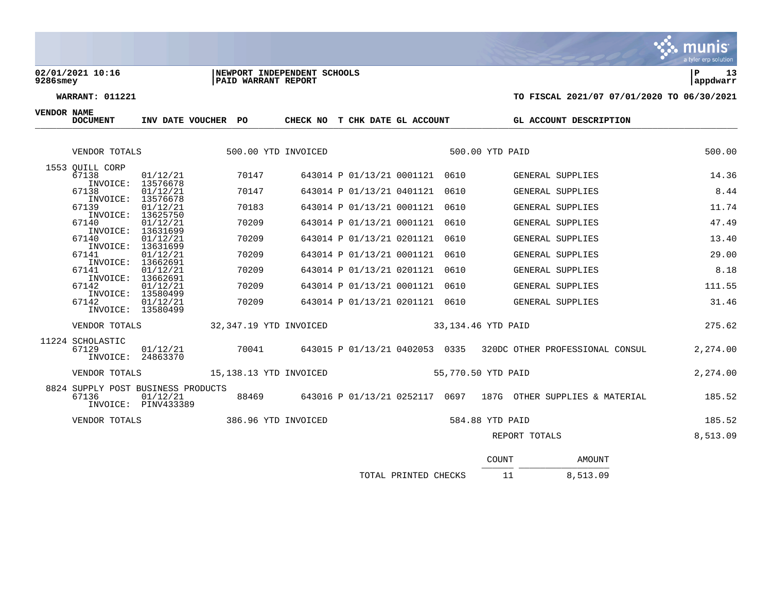**02/01/2021 10:16**
**9286smey**

**NEWPORT INDEPENDENT SCHOOLS**
**PAID WARRANT REPORT**

**P 13**
**appdwarr**

**WARRANT: 011221**

**TO FISCAL 2021/07 07/01/2020 TO 06/30/2021**

| VENDOR NAME / DOCUMENT | INV DATE | VOUCHER | PO | CHECK NO | T | CHK DATE | GL ACCOUNT | | GL ACCOUNT DESCRIPTION | |
|---|---|---|---|---|---|---|---|---|---|---|
| VENDOR TOTALS | | 500.00 YTD INVOICED | | | | | 500.00 YTD PAID | | | 500.00 |
| 1553 QUILL CORP | | | | | | | | | | |
| 67138 INVOICE: 13576678 | 01/12/21 | | 70147 | 643014 | P | 01/13/21 | 0001121 | 0610 | GENERAL SUPPLIES | 14.36 |
| 67138 INVOICE: 13576678 | 01/12/21 | | 70147 | 643014 | P | 01/13/21 | 0401121 | 0610 | GENERAL SUPPLIES | 8.44 |
| 67139 INVOICE: 13625750 | 01/12/21 | | 70183 | 643014 | P | 01/13/21 | 0001121 | 0610 | GENERAL SUPPLIES | 11.74 |
| 67140 INVOICE: 13631699 | 01/12/21 | | 70209 | 643014 | P | 01/13/21 | 0001121 | 0610 | GENERAL SUPPLIES | 47.49 |
| 67140 INVOICE: 13631699 | 01/12/21 | | 70209 | 643014 | P | 01/13/21 | 0201121 | 0610 | GENERAL SUPPLIES | 13.40 |
| 67141 INVOICE: 13662691 | 01/12/21 | | 70209 | 643014 | P | 01/13/21 | 0001121 | 0610 | GENERAL SUPPLIES | 29.00 |
| 67141 INVOICE: 13662691 | 01/12/21 | | 70209 | 643014 | P | 01/13/21 | 0201121 | 0610 | GENERAL SUPPLIES | 8.18 |
| 67142 INVOICE: 13580499 | 01/12/21 | | 70209 | 643014 | P | 01/13/21 | 0001121 | 0610 | GENERAL SUPPLIES | 111.55 |
| 67142 INVOICE: 13580499 | 01/12/21 | | 70209 | 643014 | P | 01/13/21 | 0201121 | 0610 | GENERAL SUPPLIES | 31.46 |
| VENDOR TOTALS | | 32,347.19 YTD INVOICED | | | | | 33,134.46 YTD PAID | | | 275.62 |
| 11224 SCHOLASTIC | | | | | | | | | | |
| 67129 INVOICE: 24863370 | 01/12/21 | | 70041 | 643015 | P | 01/13/21 | 0402053 | 0335 | 320DC OTHER PROFESSIONAL CONSUL | 2,274.00 |
| VENDOR TOTALS | | 15,138.13 YTD INVOICED | | | | | 55,770.50 YTD PAID | | | 2,274.00 |
| 8824 SUPPLY POST BUSINESS PRODUCTS | | | | | | | | | | |
| 67136 INVOICE: PINV433389 | 01/12/21 | | 88469 | 643016 | P | 01/13/21 | 0252117 | 0697 | 187G OTHER SUPPLIES & MATERIAL | 185.52 |
| VENDOR TOTALS | | 386.96 YTD INVOICED | | | | | 584.88 YTD PAID | | | 185.52 |
| | | | | | | | | | REPORT TOTALS | 8,513.09 |

| | COUNT | AMOUNT |
|---|---|---|
| TOTAL PRINTED CHECKS | 11 | 8,513.09 |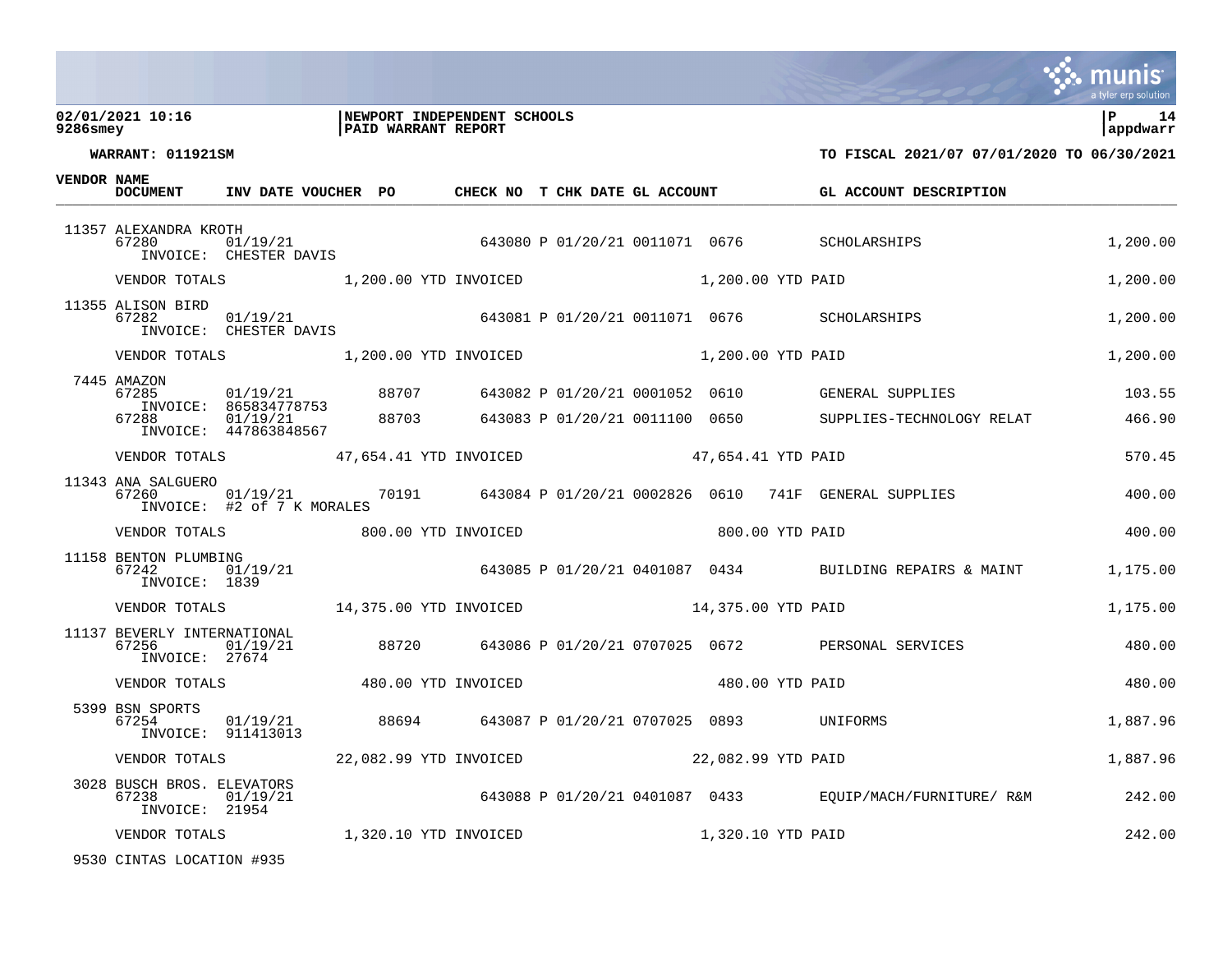**02/01/2021 10:16** | **NEWPORT INDEPENDENT SCHOOLS**
**9286smey** | **PAID WARRANT REPORT**

**WARRANT: 011921SM** — **TO FISCAL 2021/07 07/01/2020 TO 06/30/2021**

| VENDOR | NAME / DOCUMENT | INV DATE | VOUCHER | PO | CHECK NO | T | CHK DATE | GL ACCOUNT | | | GL ACCOUNT DESCRIPTION | AMOUNT |
|---|---|---|---|---|---|---|---|---|---|---|---|---|
| 11357 | ALEXANDRA KROTH | | | | | | | | | | | |
| | 67280 | 01/19/21 | | | 643080 | P | 01/20/21 | 0011071 | 0676 | | SCHOLARSHIPS | 1,200.00 |
| | INVOICE: CHESTER DAVIS | | | | | | | | | | | |
| | VENDOR TOTALS | 1,200.00 YTD INVOICED | | | | | 1,200.00 YTD PAID | | | | | 1,200.00 |
| 11355 | ALISON BIRD | | | | | | | | | | | |
| | 67282 | 01/19/21 | | | 643081 | P | 01/20/21 | 0011071 | 0676 | | SCHOLARSHIPS | 1,200.00 |
| | INVOICE: CHESTER DAVIS | | | | | | | | | | | |
| | VENDOR TOTALS | 1,200.00 YTD INVOICED | | | | | 1,200.00 YTD PAID | | | | | 1,200.00 |
| 7445 | AMAZON | | | | | | | | | | | |
| | 67285 | 01/19/21 | | 88707 | 643082 | P | 01/20/21 | 0001052 | 0610 | | GENERAL SUPPLIES | 103.55 |
| | INVOICE: 865834778753 | | | | | | | | | | | |
| | 67288 | 01/19/21 | | 88703 | 643083 | P | 01/20/21 | 0011100 | 0650 | | SUPPLIES-TECHNOLOGY RELAT | 466.90 |
| | INVOICE: 447863848567 | | | | | | | | | | | |
| | VENDOR TOTALS | 47,654.41 YTD INVOICED | | | | | 47,654.41 YTD PAID | | | | | 570.45 |
| 11343 | ANA SALGUERO | | | | | | | | | | | |
| | 67260 | 01/19/21 | | 70191 | 643084 | P | 01/20/21 | 0002826 | 0610 | 741F | GENERAL SUPPLIES | 400.00 |
| | INVOICE: #2 of 7 K MORALES | | | | | | | | | | | |
| | VENDOR TOTALS | 800.00 YTD INVOICED | | | | | 800.00 YTD PAID | | | | | 400.00 |
| 11158 | BENTON PLUMBING | | | | | | | | | | | |
| | 67242 | 01/19/21 | | | 643085 | P | 01/20/21 | 0401087 | 0434 | | BUILDING REPAIRS & MAINT | 1,175.00 |
| | INVOICE: 1839 | | | | | | | | | | | |
| | VENDOR TOTALS | 14,375.00 YTD INVOICED | | | | | 14,375.00 YTD PAID | | | | | 1,175.00 |
| 11137 | BEVERLY INTERNATIONAL | | | | | | | | | | | |
| | 67256 | 01/19/21 | | 88720 | 643086 | P | 01/20/21 | 0707025 | 0672 | | PERSONAL SERVICES | 480.00 |
| | INVOICE: 27674 | | | | | | | | | | | |
| | VENDOR TOTALS | 480.00 YTD INVOICED | | | | | 480.00 YTD PAID | | | | | 480.00 |
| 5399 | BSN SPORTS | | | | | | | | | | | |
| | 67254 | 01/19/21 | | 88694 | 643087 | P | 01/20/21 | 0707025 | 0893 | | UNIFORMS | 1,887.96 |
| | INVOICE: 911413013 | | | | | | | | | | | |
| | VENDOR TOTALS | 22,082.99 YTD INVOICED | | | | | 22,082.99 YTD PAID | | | | | 1,887.96 |
| 3028 | BUSCH BROS. ELEVATORS | | | | | | | | | | | |
| | 67238 | 01/19/21 | | | 643088 | P | 01/20/21 | 0401087 | 0433 | | EQUIP/MACH/FURNITURE/ R&M | 242.00 |
| | INVOICE: 21954 | | | | | | | | | | | |
| | VENDOR TOTALS | 1,320.10 YTD INVOICED | | | | | 1,320.10 YTD PAID | | | | | 242.00 |
| 9530 | CINTAS LOCATION #935 | | | | | | | | | | | |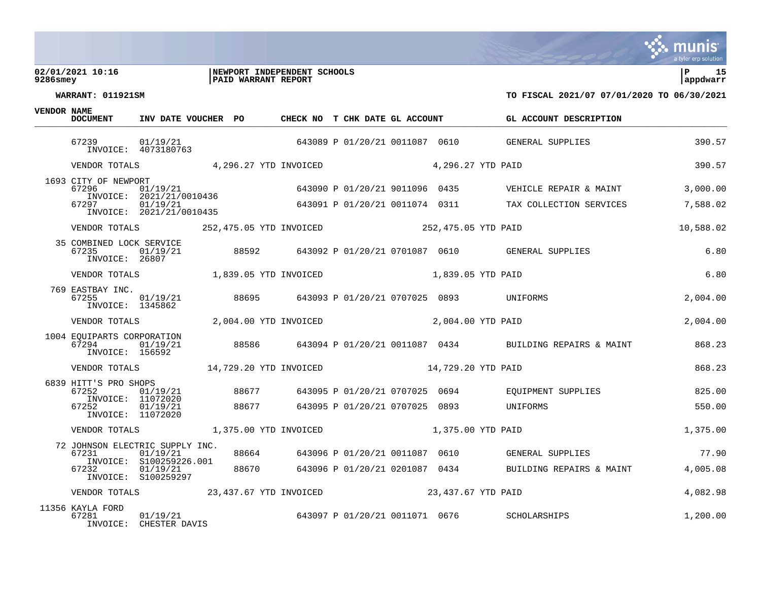**02/01/2021 10:16** | **NEWPORT INDEPENDENT SCHOOLS**
**9286smey** | **PAID WARRANT REPORT** | **appdwarr**

**WARRANT: 011921SM** — **TO FISCAL 2021/07 07/01/2020 TO 06/30/2021**

| VENDOR NAME / DOCUMENT | INV DATE | VOUCHER | PO | CHECK NO | T | CHK DATE | GL ACCOUNT | | GL ACCOUNT DESCRIPTION | |
|---|---|---|---|---|---|---|---|---|---|---|
| 67239 INVOICE: 4073180763 | 01/19/21 | | | 643089 | P | 01/20/21 | 0011087 | 0610 | GENERAL SUPPLIES | 390.57 |
| VENDOR TOTALS | | 4,296.27 YTD INVOICED | | | | 4,296.27 YTD PAID | | | | 390.57 |
| 1693 CITY OF NEWPORT | | | | | | | | | | |
| 67296 INVOICE: 2021/21/0010436 | 01/19/21 | | | 643090 | P | 01/20/21 | 9011096 | 0435 | VEHICLE REPAIR & MAINT | 3,000.00 |
| 67297 INVOICE: 2021/21/0010435 | 01/19/21 | | | 643091 | P | 01/20/21 | 0011074 | 0311 | TAX COLLECTION SERVICES | 7,588.02 |
| VENDOR TOTALS | | 252,475.05 YTD INVOICED | | | | 252,475.05 YTD PAID | | | | 10,588.02 |
| 35 COMBINED LOCK SERVICE | | | | | | | | | | |
| 67235 INVOICE: 26807 | 01/19/21 | | 88592 | 643092 | P | 01/20/21 | 0701087 | 0610 | GENERAL SUPPLIES | 6.80 |
| VENDOR TOTALS | | 1,839.05 YTD INVOICED | | | | 1,839.05 YTD PAID | | | | 6.80 |
| 769 EASTBAY INC. | | | | | | | | | | |
| 67255 INVOICE: 1345862 | 01/19/21 | | 88695 | 643093 | P | 01/20/21 | 0707025 | 0893 | UNIFORMS | 2,004.00 |
| VENDOR TOTALS | | 2,004.00 YTD INVOICED | | | | 2,004.00 YTD PAID | | | | 2,004.00 |
| 1004 EQUIPARTS CORPORATION | | | | | | | | | | |
| 67294 INVOICE: 156592 | 01/19/21 | | 88586 | 643094 | P | 01/20/21 | 0011087 | 0434 | BUILDING REPAIRS & MAINT | 868.23 |
| VENDOR TOTALS | | 14,729.20 YTD INVOICED | | | | 14,729.20 YTD PAID | | | | 868.23 |
| 6839 HITT'S PRO SHOPS | | | | | | | | | | |
| 67252 INVOICE: 11072020 | 01/19/21 | | 88677 | 643095 | P | 01/20/21 | 0707025 | 0694 | EQUIPMENT SUPPLIES | 825.00 |
| 67252 INVOICE: 11072020 | 01/19/21 | | 88677 | 643095 | P | 01/20/21 | 0707025 | 0893 | UNIFORMS | 550.00 |
| VENDOR TOTALS | | 1,375.00 YTD INVOICED | | | | 1,375.00 YTD PAID | | | | 1,375.00 |
| 72 JOHNSON ELECTRIC SUPPLY INC. | | | | | | | | | | |
| 67231 INVOICE: S100259226.001 | 01/19/21 | | 88664 | 643096 | P | 01/20/21 | 0011087 | 0610 | GENERAL SUPPLIES | 77.90 |
| 67232 INVOICE: S100259297 | 01/19/21 | | 88670 | 643096 | P | 01/20/21 | 0201087 | 0434 | BUILDING REPAIRS & MAINT | 4,005.08 |
| VENDOR TOTALS | | 23,437.67 YTD INVOICED | | | | 23,437.67 YTD PAID | | | | 4,082.98 |
| 11356 KAYLA FORD | | | | | | | | | | |
| 67281 INVOICE: CHESTER DAVIS | 01/19/21 | | | 643097 | P | 01/20/21 | 0011071 | 0676 | SCHOLARSHIPS | 1,200.00 |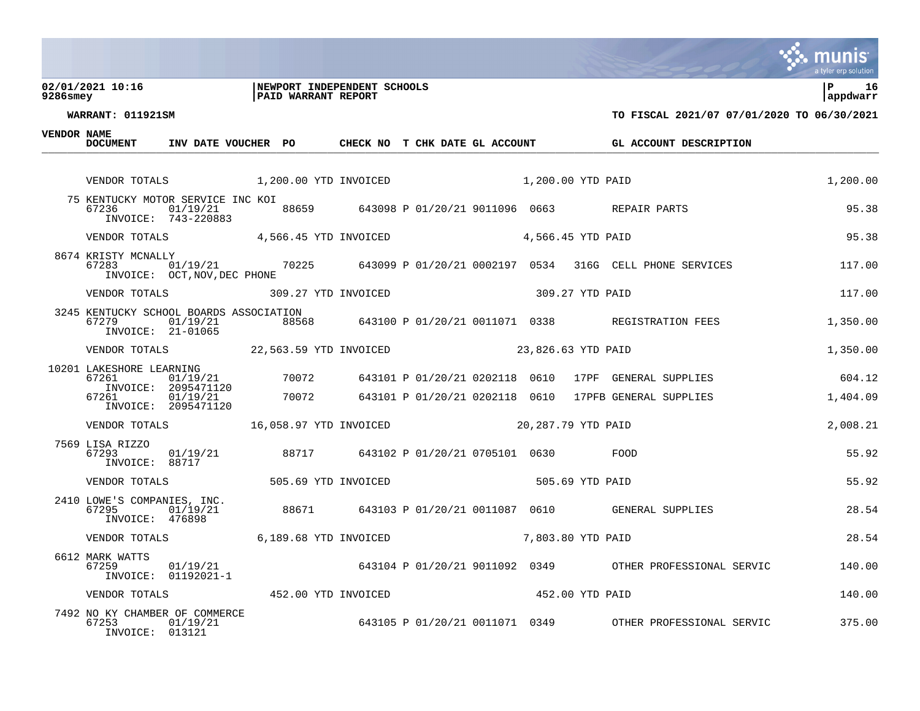**02/01/2021 10:16** | **NEWPORT INDEPENDENT SCHOOLS** | **P 16**
**9286smey** | **PAID WARRANT REPORT** | **appdwarr**

**WARRANT: 011921SM** | **TO FISCAL 2021/07 07/01/2020 TO 06/30/2021**

| VENDOR NAME / DOCUMENT | INV DATE | VOUCHER | PO | CHECK NO | T | CHK DATE | GL ACCOUNT | | GL ACCOUNT DESCRIPTION | AMOUNT |
|---|---|---|---|---|---|---|---|---|---|---|
| VENDOR TOTALS | | 1,200.00 YTD INVOICED | | | | | 1,200.00 YTD PAID | | | 1,200.00 |
| 75 KENTUCKY MOTOR SERVICE INC KOI | | | | | | | | | | |
| 67236 | 01/19/21 | | 88659 | 643098 | P | 01/20/21 | 9011096 0663 | | REPAIR PARTS | 95.38 |
| INVOICE: 743-220883 | | | | | | | | | | |
| VENDOR TOTALS | | 4,566.45 YTD INVOICED | | | | | 4,566.45 YTD PAID | | | 95.38 |
| 8674 KRISTY MCNALLY | | | | | | | | | | |
| 67283 | 01/19/21 | | 70225 | 643099 | P | 01/20/21 | 0002197 0534 | 316G | CELL PHONE SERVICES | 117.00 |
| INVOICE: OCT,NOV,DEC PHONE | | | | | | | | | | |
| VENDOR TOTALS | | 309.27 YTD INVOICED | | | | | 309.27 YTD PAID | | | 117.00 |
| 3245 KENTUCKY SCHOOL BOARDS ASSOCIATION | | | | | | | | | | |
| 67279 | 01/19/21 | | 88568 | 643100 | P | 01/20/21 | 0011071 0338 | | REGISTRATION FEES | 1,350.00 |
| INVOICE: 21-01065 | | | | | | | | | | |
| VENDOR TOTALS | | 22,563.59 YTD INVOICED | | | | | 23,826.63 YTD PAID | | | 1,350.00 |
| 10201 LAKESHORE LEARNING | | | | | | | | | | |
| 67261 | 01/19/21 | | 70072 | 643101 | P | 01/20/21 | 0202118 0610 | 17PF | GENERAL SUPPLIES | 604.12 |
| INVOICE: 2095471120 | | | | | | | | | | |
| 67261 | 01/19/21 | | 70072 | 643101 | P | 01/20/21 | 0202118 0610 | 17PFB | GENERAL SUPPLIES | 1,404.09 |
| INVOICE: 2095471120 | | | | | | | | | | |
| VENDOR TOTALS | | 16,058.97 YTD INVOICED | | | | | 20,287.79 YTD PAID | | | 2,008.21 |
| 7569 LISA RIZZO | | | | | | | | | | |
| 67293 | 01/19/21 | | 88717 | 643102 | P | 01/20/21 | 0705101 0630 | | FOOD | 55.92 |
| INVOICE: 88717 | | | | | | | | | | |
| VENDOR TOTALS | | 505.69 YTD INVOICED | | | | | 505.69 YTD PAID | | | 55.92 |
| 2410 LOWE'S COMPANIES, INC. | | | | | | | | | | |
| 67295 | 01/19/21 | | 88671 | 643103 | P | 01/20/21 | 0011087 0610 | | GENERAL SUPPLIES | 28.54 |
| INVOICE: 476898 | | | | | | | | | | |
| VENDOR TOTALS | | 6,189.68 YTD INVOICED | | | | | 7,803.80 YTD PAID | | | 28.54 |
| 6612 MARK WATTS | | | | | | | | | | |
| 67259 | 01/19/21 | | | 643104 | P | 01/20/21 | 9011092 0349 | | OTHER PROFESSIONAL SERVIC | 140.00 |
| INVOICE: 01192021-1 | | | | | | | | | | |
| VENDOR TOTALS | | 452.00 YTD INVOICED | | | | | 452.00 YTD PAID | | | 140.00 |
| 7492 NO KY CHAMBER OF COMMERCE | | | | | | | | | | |
| 67253 | 01/19/21 | | | 643105 | P | 01/20/21 | 0011071 0349 | | OTHER PROFESSIONAL SERVIC | 375.00 |
| INVOICE: 013121 | | | | | | | | | | |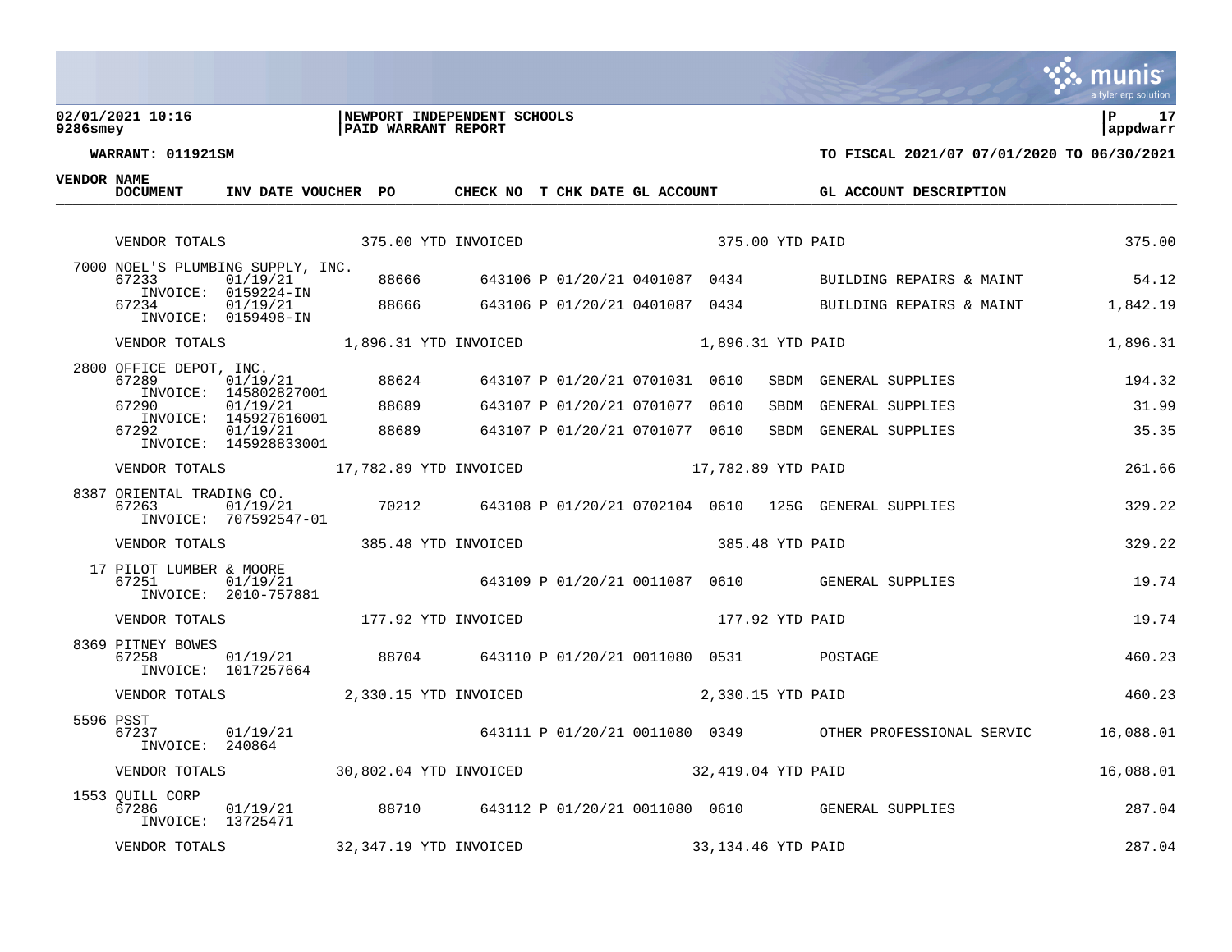**02/01/2021 10:16** | **NEWPORT INDEPENDENT SCHOOLS** | **P 17**
**9286smey** | **PAID WARRANT REPORT** | **appdwarr**

**WARRANT: 011921SM** — **TO FISCAL 2021/07 07/01/2020 TO 06/30/2021**

| VENDOR NAME / DOCUMENT | INV DATE | VOUCHER | PO | CHECK NO | T | CHK DATE | GL ACCOUNT | | GL ACCOUNT DESCRIPTION | AMOUNT |
|---|---|---|---|---|---|---|---|---|---|---|
| VENDOR TOTALS | | 375.00 YTD INVOICED | | | | 375.00 YTD PAID | | | | 375.00 |
| 7000 NOEL'S PLUMBING SUPPLY, INC. | | | | | | | | | | |
| 67233 INVOICE: 0159224-IN | 01/19/21 | | 88666 | 643106 | P | 01/20/21 | 0401087 0434 | | BUILDING REPAIRS & MAINT | 54.12 |
| 67234 INVOICE: 0159498-IN | 01/19/21 | | 88666 | 643106 | P | 01/20/21 | 0401087 0434 | | BUILDING REPAIRS & MAINT | 1,842.19 |
| VENDOR TOTALS | | 1,896.31 YTD INVOICED | | | | 1,896.31 YTD PAID | | | | 1,896.31 |
| 2800 OFFICE DEPOT, INC. | | | | | | | | | | |
| 67289 INVOICE: 145802827001 | 01/19/21 | | 88624 | 643107 | P | 01/20/21 | 0701031 0610 | SBDM | GENERAL SUPPLIES | 194.32 |
| 67290 INVOICE: 145927616001 | 01/19/21 | | 88689 | 643107 | P | 01/20/21 | 0701077 0610 | SBDM | GENERAL SUPPLIES | 31.99 |
| 67292 INVOICE: 145928833001 | 01/19/21 | | 88689 | 643107 | P | 01/20/21 | 0701077 0610 | SBDM | GENERAL SUPPLIES | 35.35 |
| VENDOR TOTALS | | 17,782.89 YTD INVOICED | | | | 17,782.89 YTD PAID | | | | 261.66 |
| 8387 ORIENTAL TRADING CO. | | | | | | | | | | |
| 67263 INVOICE: 707592547-01 | 01/19/21 | | 70212 | 643108 | P | 01/20/21 | 0702104 0610 | 125G | GENERAL SUPPLIES | 329.22 |
| VENDOR TOTALS | | 385.48 YTD INVOICED | | | | 385.48 YTD PAID | | | | 329.22 |
| 17 PILOT LUMBER & MOORE | | | | | | | | | | |
| 67251 INVOICE: 2010-757881 | 01/19/21 | | | 643109 | P | 01/20/21 | 0011087 0610 | | GENERAL SUPPLIES | 19.74 |
| VENDOR TOTALS | | 177.92 YTD INVOICED | | | | 177.92 YTD PAID | | | | 19.74 |
| 8369 PITNEY BOWES | | | | | | | | | | |
| 67258 INVOICE: 1017257664 | 01/19/21 | | 88704 | 643110 | P | 01/20/21 | 0011080 0531 | | POSTAGE | 460.23 |
| VENDOR TOTALS | | 2,330.15 YTD INVOICED | | | | 2,330.15 YTD PAID | | | | 460.23 |
| 5596 PSST | | | | | | | | | | |
| 67237 INVOICE: 240864 | 01/19/21 | | | 643111 | P | 01/20/21 | 0011080 0349 | | OTHER PROFESSIONAL SERVIC | 16,088.01 |
| VENDOR TOTALS | | 30,802.04 YTD INVOICED | | | | 32,419.04 YTD PAID | | | | 16,088.01 |
| 1553 QUILL CORP | | | | | | | | | | |
| 67286 INVOICE: 13725471 | 01/19/21 | | 88710 | 643112 | P | 01/20/21 | 0011080 0610 | | GENERAL SUPPLIES | 287.04 |
| VENDOR TOTALS | | 32,347.19 YTD INVOICED | | | | 33,134.46 YTD PAID | | | | 287.04 |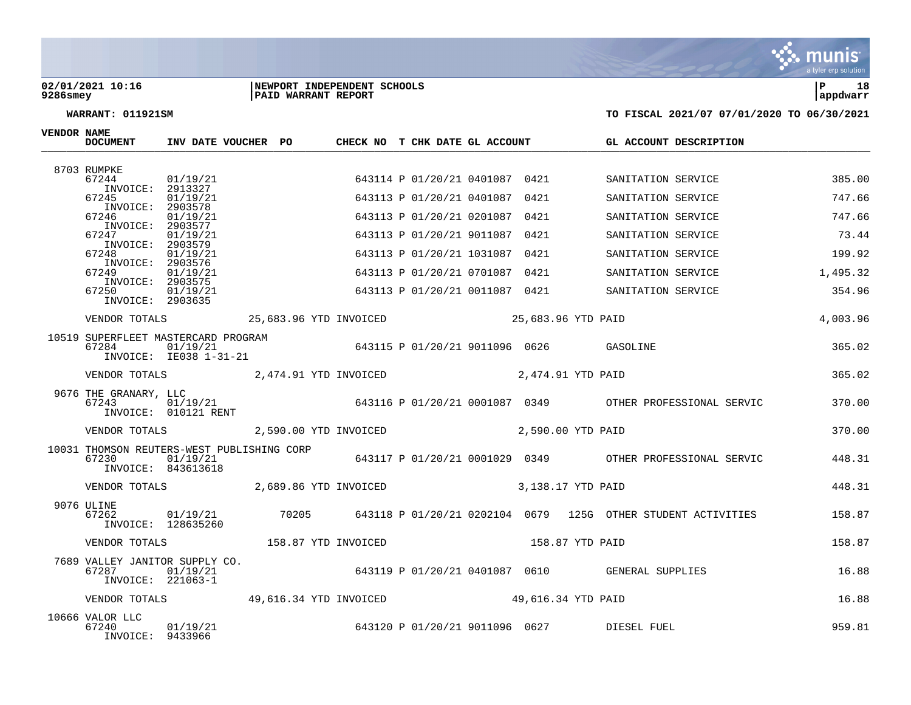**02/01/2021 10:16** | **NEWPORT INDEPENDENT SCHOOLS**
**9286smey** | **PAID WARRANT REPORT** | **appdwarr**

**WARRANT: 011921SM** — **TO FISCAL 2021/07 07/01/2020 TO 06/30/2021**

| VENDOR NAME / DOCUMENT | INV DATE | VOUCHER | PO | CHECK NO | T | CHK DATE | GL ACCOUNT | | GL ACCOUNT DESCRIPTION | |
|---|---|---|---|---|---|---|---|---|---|---|
| 8703 RUMPKE | | | | | | | | | | |
| 67244 | 01/19/21 | | | 643114 | P | 01/20/21 | 0401087 0421 | | SANITATION SERVICE | 385.00 |
| INVOICE: 2913327 | | | | | | | | | | |
| 67245 | 01/19/21 | | | 643113 | P | 01/20/21 | 0401087 0421 | | SANITATION SERVICE | 747.66 |
| INVOICE: 2903578 | | | | | | | | | | |
| 67246 | 01/19/21 | | | 643113 | P | 01/20/21 | 0201087 0421 | | SANITATION SERVICE | 747.66 |
| INVOICE: 2903577 | | | | | | | | | | |
| 67247 | 01/19/21 | | | 643113 | P | 01/20/21 | 9011087 0421 | | SANITATION SERVICE | 73.44 |
| INVOICE: 2903579 | | | | | | | | | | |
| 67248 | 01/19/21 | | | 643113 | P | 01/20/21 | 1031087 0421 | | SANITATION SERVICE | 199.92 |
| INVOICE: 2903576 | | | | | | | | | | |
| 67249 | 01/19/21 | | | 643113 | P | 01/20/21 | 0701087 0421 | | SANITATION SERVICE | 1,495.32 |
| INVOICE: 2903575 | | | | | | | | | | |
| 67250 | 01/19/21 | | | 643113 | P | 01/20/21 | 0011087 0421 | | SANITATION SERVICE | 354.96 |
| INVOICE: 2903635 | | | | | | | | | | |
| VENDOR TOTALS | 25,683.96 YTD INVOICED | | | | | | 25,683.96 YTD PAID | | | 4,003.96 |
| 10519 SUPERFLEET MASTERCARD PROGRAM | | | | | | | | | | |
| 67284 | 01/19/21 | | | 643115 | P | 01/20/21 | 9011096 0626 | | GASOLINE | 365.02 |
| INVOICE: IE038 1-31-21 | | | | | | | | | | |
| VENDOR TOTALS | 2,474.91 YTD INVOICED | | | | | | 2,474.91 YTD PAID | | | 365.02 |
| 9676 THE GRANARY, LLC | | | | | | | | | | |
| 67243 | 01/19/21 | | | 643116 | P | 01/20/21 | 0001087 0349 | | OTHER PROFESSIONAL SERVIC | 370.00 |
| INVOICE: 010121 RENT | | | | | | | | | | |
| VENDOR TOTALS | 2,590.00 YTD INVOICED | | | | | | 2,590.00 YTD PAID | | | 370.00 |
| 10031 THOMSON REUTERS-WEST PUBLISHING CORP | | | | | | | | | | |
| 67230 | 01/19/21 | | | 643117 | P | 01/20/21 | 0001029 0349 | | OTHER PROFESSIONAL SERVIC | 448.31 |
| INVOICE: 843613618 | | | | | | | | | | |
| VENDOR TOTALS | 2,689.86 YTD INVOICED | | | | | | 3,138.17 YTD PAID | | | 448.31 |
| 9076 ULINE | | | | | | | | | | |
| 67262 | 01/19/21 | | 70205 | 643118 | P | 01/20/21 | 0202104 0679 | 125G | OTHER STUDENT ACTIVITIES | 158.87 |
| INVOICE: 128635260 | | | | | | | | | | |
| VENDOR TOTALS | 158.87 YTD INVOICED | | | | | | 158.87 YTD PAID | | | 158.87 |
| 7689 VALLEY JANITOR SUPPLY CO. | | | | | | | | | | |
| 67287 | 01/19/21 | | | 643119 | P | 01/20/21 | 0401087 0610 | | GENERAL SUPPLIES | 16.88 |
| INVOICE: 221063-1 | | | | | | | | | | |
| VENDOR TOTALS | 49,616.34 YTD INVOICED | | | | | | 49,616.34 YTD PAID | | | 16.88 |
| 10666 VALOR LLC | | | | | | | | | | |
| 67240 | 01/19/21 | | | 643120 | P | 01/20/21 | 9011096 0627 | | DIESEL FUEL | 959.81 |
| INVOICE: 9433966 | | | | | | | | | | |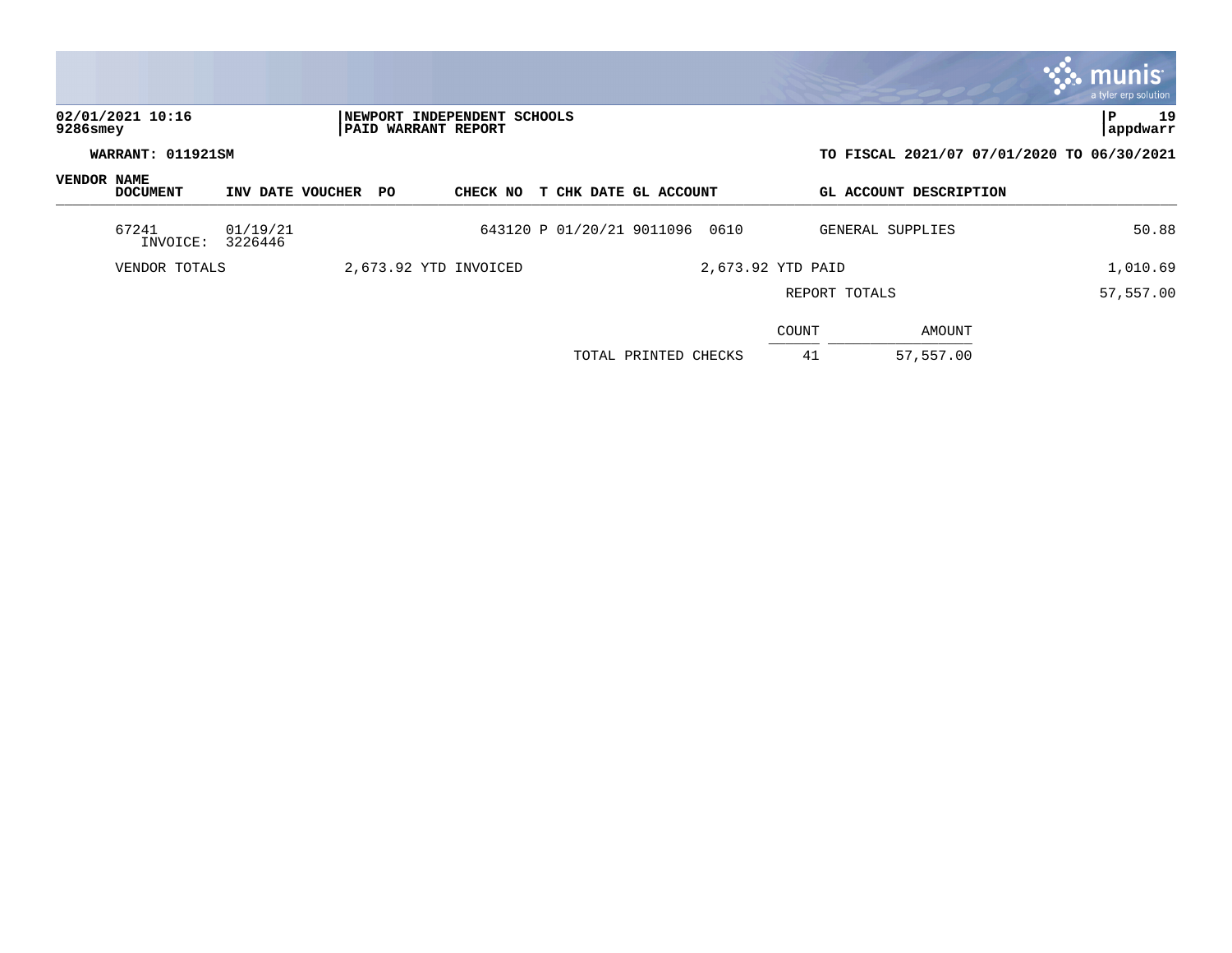**02/01/2021 10:16** | **NEWPORT INDEPENDENT SCHOOLS**
**9286smey** | **PAID WARRANT REPORT**

**WARRANT: 011921SM** — **TO FISCAL 2021/07 07/01/2020 TO 06/30/2021**

| VENDOR NAME DOCUMENT | INV DATE | VOUCHER | PO | CHECK NO | T | CHK DATE | GL ACCOUNT | | GL ACCOUNT DESCRIPTION | |
|---|---|---|---|---|---|---|---|---|---|---|
| 67241 INVOICE: | 01/19/21 3226446 | | | 643120 | P | 01/20/21 | 9011096 | 0610 | GENERAL SUPPLIES | 50.88 |
| VENDOR TOTALS | | 2,673.92 YTD INVOICED | | | | | 2,673.92 YTD PAID | | | 1,010.69 |
| | | | | | | | | | REPORT TOTALS | 57,557.00 |

| | COUNT | AMOUNT |
|---|---|---|
| TOTAL PRINTED CHECKS | 41 | 57,557.00 |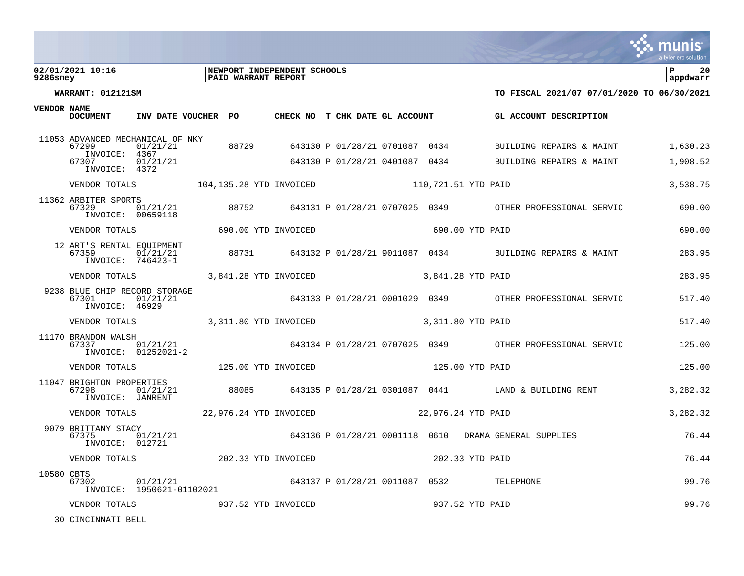**02/01/2021 10:16** | **NEWPORT INDEPENDENT SCHOOLS**
**9286smey** | **PAID WARRANT REPORT**

**WARRANT: 012121SM** — **TO FISCAL 2021/07 07/01/2020 TO 06/30/2021**

| VENDOR | NAME / DOCUMENT | INV DATE | VOUCHER | PO | CHECK NO | T | CHK DATE | GL ACCOUNT | | GL ACCOUNT DESCRIPTION | AMOUNT |
|---|---|---|---|---|---|---|---|---|---|---|---|
| 11053 | ADVANCED MECHANICAL OF NKY | | | | | | | | | | |
| | 67299 INVOICE: 4367 | 01/21/21 | | 88729 | 643130 | P | 01/28/21 | 0701087 | 0434 | BUILDING REPAIRS & MAINT | 1,630.23 |
| | 67307 INVOICE: 4372 | 01/21/21 | | | 643130 | P | 01/28/21 | 0401087 | 0434 | BUILDING REPAIRS & MAINT | 1,908.52 |
| | VENDOR TOTALS | 104,135.28 YTD INVOICED | | | | | 110,721.51 YTD PAID | | | | 3,538.75 |
| 11362 | ARBITER SPORTS | | | | | | | | | | |
| | 67329 INVOICE: 00659118 | 01/21/21 | | 88752 | 643131 | P | 01/28/21 | 0707025 | 0349 | OTHER PROFESSIONAL SERVIC | 690.00 |
| | VENDOR TOTALS | 690.00 YTD INVOICED | | | | | 690.00 YTD PAID | | | | 690.00 |
| 12 | ART'S RENTAL EQUIPMENT | | | | | | | | | | |
| | 67359 INVOICE: 746423-1 | 01/21/21 | | 88731 | 643132 | P | 01/28/21 | 9011087 | 0434 | BUILDING REPAIRS & MAINT | 283.95 |
| | VENDOR TOTALS | 3,841.28 YTD INVOICED | | | | | 3,841.28 YTD PAID | | | | 283.95 |
| 9238 | BLUE CHIP RECORD STORAGE | | | | | | | | | | |
| | 67301 INVOICE: 46929 | 01/21/21 | | | 643133 | P | 01/28/21 | 0001029 | 0349 | OTHER PROFESSIONAL SERVIC | 517.40 |
| | VENDOR TOTALS | 3,311.80 YTD INVOICED | | | | | 3,311.80 YTD PAID | | | | 517.40 |
| 11170 | BRANDON WALSH | | | | | | | | | | |
| | 67337 INVOICE: 01252021-2 | 01/21/21 | | | 643134 | P | 01/28/21 | 0707025 | 0349 | OTHER PROFESSIONAL SERVIC | 125.00 |
| | VENDOR TOTALS | 125.00 YTD INVOICED | | | | | 125.00 YTD PAID | | | | 125.00 |
| 11047 | BRIGHTON PROPERTIES | | | | | | | | | | |
| | 67298 INVOICE: JANRENT | 01/21/21 | | 88085 | 643135 | P | 01/28/21 | 0301087 | 0441 | LAND & BUILDING RENT | 3,282.32 |
| | VENDOR TOTALS | 22,976.24 YTD INVOICED | | | | | 22,976.24 YTD PAID | | | | 3,282.32 |
| 9079 | BRITTANY STACY | | | | | | | | | | |
| | 67375 INVOICE: 012721 | 01/21/21 | | | 643136 | P | 01/28/21 | 0001118 | 0610 | DRAMA GENERAL SUPPLIES | 76.44 |
| | VENDOR TOTALS | 202.33 YTD INVOICED | | | | | 202.33 YTD PAID | | | | 76.44 |
| 10580 | CBTS | | | | | | | | | | |
| | 67302 INVOICE: 1950621-01102021 | 01/21/21 | | | 643137 | P | 01/28/21 | 0011087 | 0532 | TELEPHONE | 99.76 |
| | VENDOR TOTALS | 937.52 YTD INVOICED | | | | | 937.52 YTD PAID | | | | 99.76 |
| 30 | CINCINNATI BELL | | | | | | | | | | |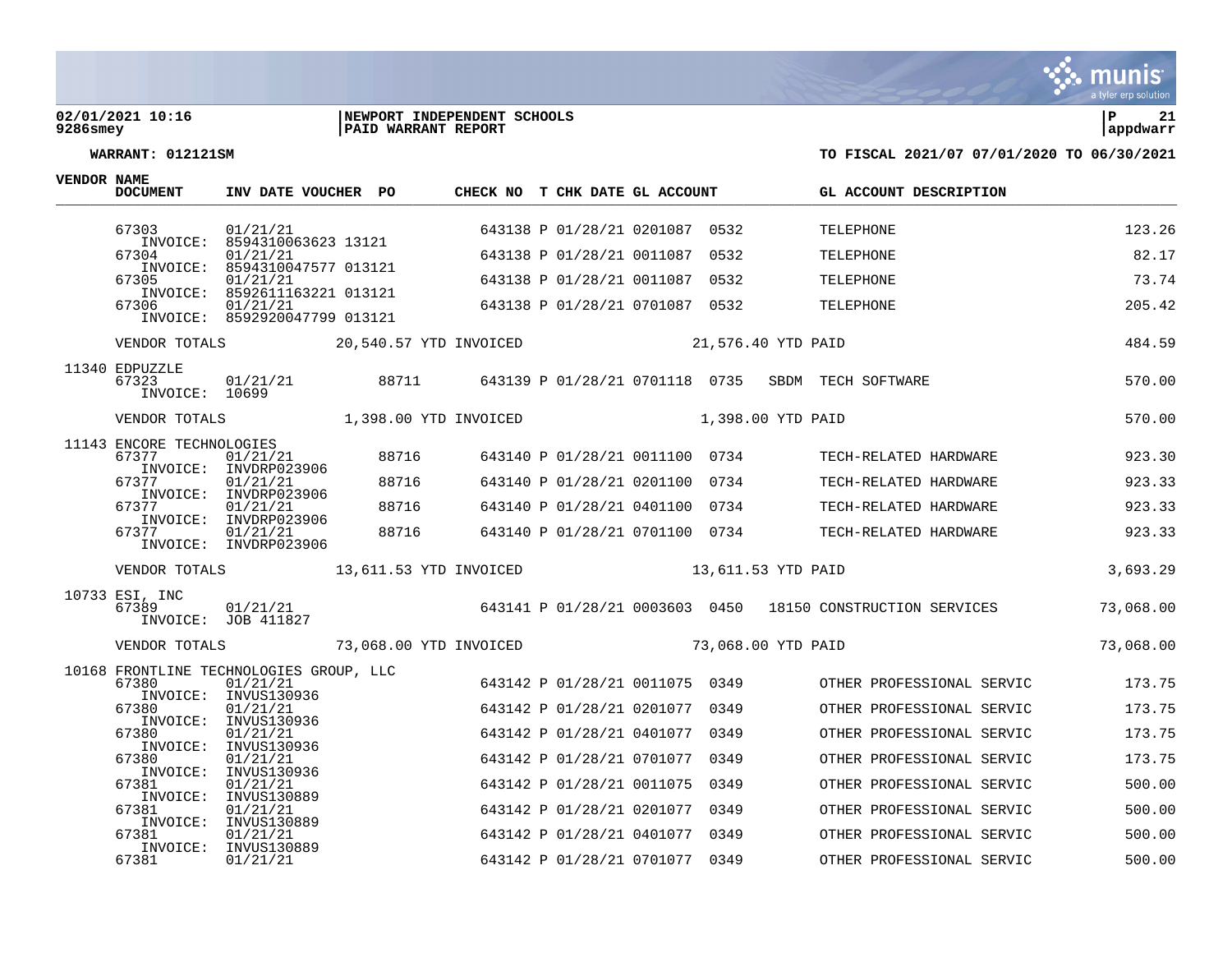**02/01/2021 10:16** | **NEWPORT INDEPENDENT SCHOOLS**
**9286smey** | **PAID WARRANT REPORT** | **appdwarr**

**WARRANT: 012121SM** — **TO FISCAL 2021/07 07/01/2020 TO 06/30/2021**

| VENDOR NAME / DOCUMENT | INV DATE VOUCHER | PO | CHECK NO | T | CHK DATE | GL ACCOUNT | | | GL ACCOUNT DESCRIPTION | AMOUNT |
|---|---|---|---|---|---|---|---|---|---|---|
| 67303 INVOICE: 8594310063623 13121 | 01/21/21 | | 643138 | P | 01/28/21 | 0201087 | 0532 | | TELEPHONE | 123.26 |
| 67304 INVOICE: 8594310047577 013121 | 01/21/21 | | 643138 | P | 01/28/21 | 0011087 | 0532 | | TELEPHONE | 82.17 |
| 67305 INVOICE: 8592611163221 013121 | 01/21/21 | | 643138 | P | 01/28/21 | 0011087 | 0532 | | TELEPHONE | 73.74 |
| 67306 INVOICE: 8592920047799 013121 | 01/21/21 | | 643138 | P | 01/28/21 | 0701087 | 0532 | | TELEPHONE | 205.42 |
| VENDOR TOTALS | 20,540.57 YTD INVOICED | | | | | 21,576.40 YTD PAID | | | | 484.59 |
| 11340 EDPUZZLE | | | | | | | | | | |
| 67323 INVOICE: 10699 | 01/21/21 | 88711 | 643139 | P | 01/28/21 | 0701118 | 0735 | SBDM | TECH SOFTWARE | 570.00 |
| VENDOR TOTALS | 1,398.00 YTD INVOICED | | | | | 1,398.00 YTD PAID | | | | 570.00 |
| 11143 ENCORE TECHNOLOGIES | | | | | | | | | | |
| 67377 INVOICE: INVDRP023906 | 01/21/21 | 88716 | 643140 | P | 01/28/21 | 0011100 | 0734 | | TECH-RELATED HARDWARE | 923.30 |
| 67377 INVOICE: INVDRP023906 | 01/21/21 | 88716 | 643140 | P | 01/28/21 | 0201100 | 0734 | | TECH-RELATED HARDWARE | 923.33 |
| 67377 INVOICE: INVDRP023906 | 01/21/21 | 88716 | 643140 | P | 01/28/21 | 0401100 | 0734 | | TECH-RELATED HARDWARE | 923.33 |
| 67377 INVOICE: INVDRP023906 | 01/21/21 | 88716 | 643140 | P | 01/28/21 | 0701100 | 0734 | | TECH-RELATED HARDWARE | 923.33 |
| VENDOR TOTALS | 13,611.53 YTD INVOICED | | | | | 13,611.53 YTD PAID | | | | 3,693.29 |
| 10733 ESI, INC | | | | | | | | | | |
| 67389 INVOICE: JOB 411827 | 01/21/21 | | 643141 | P | 01/28/21 | 0003603 | 0450 | 18150 | CONSTRUCTION SERVICES | 73,068.00 |
| VENDOR TOTALS | 73,068.00 YTD INVOICED | | | | | 73,068.00 YTD PAID | | | | 73,068.00 |
| 10168 FRONTLINE TECHNOLOGIES GROUP, LLC | | | | | | | | | | |
| 67380 INVOICE: INVUS130936 | 01/21/21 | | 643142 | P | 01/28/21 | 0011075 | 0349 | | OTHER PROFESSIONAL SERVIC | 173.75 |
| 67380 INVOICE: INVUS130936 | 01/21/21 | | 643142 | P | 01/28/21 | 0201077 | 0349 | | OTHER PROFESSIONAL SERVIC | 173.75 |
| 67380 INVOICE: INVUS130936 | 01/21/21 | | 643142 | P | 01/28/21 | 0401077 | 0349 | | OTHER PROFESSIONAL SERVIC | 173.75 |
| 67380 INVOICE: INVUS130936 | 01/21/21 | | 643142 | P | 01/28/21 | 0701077 | 0349 | | OTHER PROFESSIONAL SERVIC | 173.75 |
| 67381 INVOICE: INVUS130889 | 01/21/21 | | 643142 | P | 01/28/21 | 0011075 | 0349 | | OTHER PROFESSIONAL SERVIC | 500.00 |
| 67381 INVOICE: INVUS130889 | 01/21/21 | | 643142 | P | 01/28/21 | 0201077 | 0349 | | OTHER PROFESSIONAL SERVIC | 500.00 |
| 67381 INVOICE: INVUS130889 | 01/21/21 | | 643142 | P | 01/28/21 | 0401077 | 0349 | | OTHER PROFESSIONAL SERVIC | 500.00 |
| 67381 | 01/21/21 | | 643142 | P | 01/28/21 | 0701077 | 0349 | | OTHER PROFESSIONAL SERVIC | 500.00 |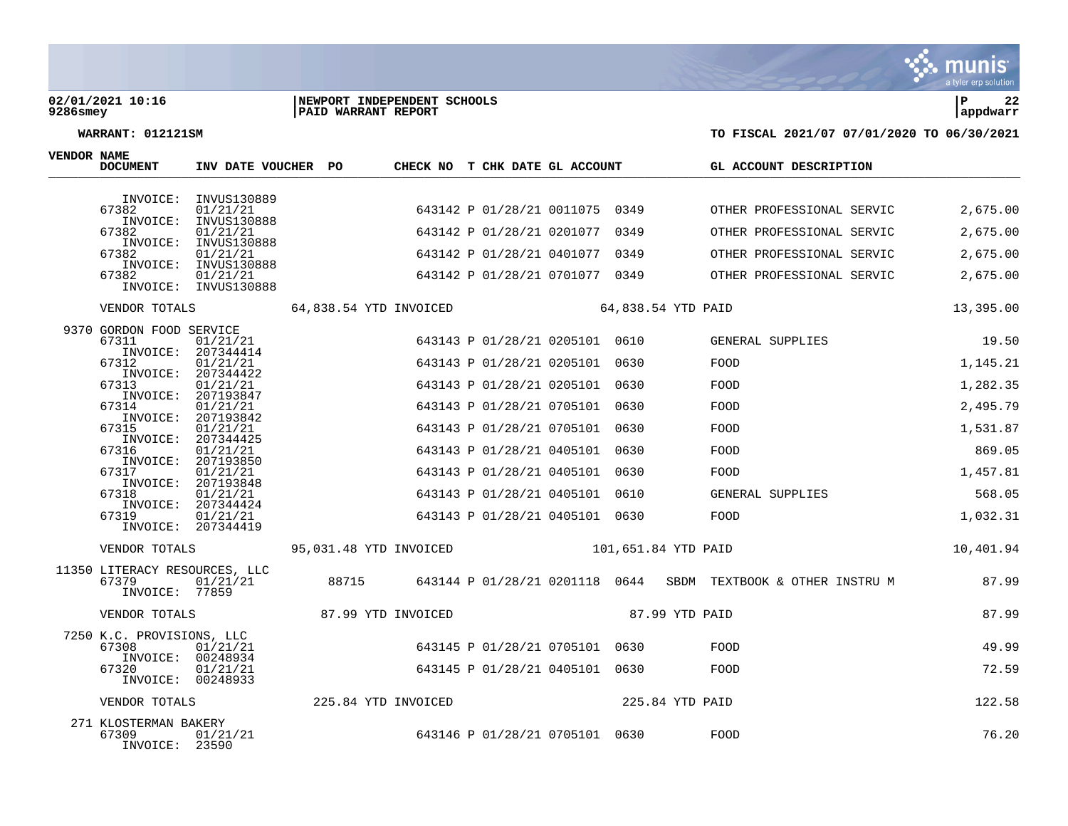**02/01/2021 10:16** | **NEWPORT INDEPENDENT SCHOOLS** | **P 22**
**9286smey** | **PAID WARRANT REPORT** | **appdwarr**

**WARRANT: 012121SM**

**TO FISCAL 2021/07 07/01/2020 TO 06/30/2021**

| VENDOR NAME / DOCUMENT | INV DATE | VOUCHER | PO | CHECK NO | T | CHK DATE | GL ACCOUNT | | GL ACCOUNT DESCRIPTION | |
|---|---|---|---|---|---|---|---|---|---|---|
| INVOICE: INVUS130889 | | | | | | | | | | |
| 67382 | 01/21/21 | | | 643142 | P | 01/28/21 | 0011075 0349 | | OTHER PROFESSIONAL SERVIC | 2,675.00 |
| INVOICE: INVUS130888 | | | | | | | | | | |
| 67382 | 01/21/21 | | | 643142 | P | 01/28/21 | 0201077 0349 | | OTHER PROFESSIONAL SERVIC | 2,675.00 |
| INVOICE: INVUS130888 | | | | | | | | | | |
| 67382 | 01/21/21 | | | 643142 | P | 01/28/21 | 0401077 0349 | | OTHER PROFESSIONAL SERVIC | 2,675.00 |
| INVOICE: INVUS130888 | | | | | | | | | | |
| 67382 | 01/21/21 | | | 643142 | P | 01/28/21 | 0701077 0349 | | OTHER PROFESSIONAL SERVIC | 2,675.00 |
| INVOICE: INVUS130888 | | | | | | | | | | |
| VENDOR TOTALS | | 64,838.54 YTD INVOICED | | | | 64,838.54 YTD PAID | | | | 13,395.00 |
| 9370 GORDON FOOD SERVICE | | | | | | | | | | |
| 67311 | 01/21/21 | | | 643143 | P | 01/28/21 | 0205101 0610 | | GENERAL SUPPLIES | 19.50 |
| INVOICE: 207344414 | | | | | | | | | | |
| 67312 | 01/21/21 | | | 643143 | P | 01/28/21 | 0205101 0630 | | FOOD | 1,145.21 |
| INVOICE: 207344422 | | | | | | | | | | |
| 67313 | 01/21/21 | | | 643143 | P | 01/28/21 | 0205101 0630 | | FOOD | 1,282.35 |
| INVOICE: 207193847 | | | | | | | | | | |
| 67314 | 01/21/21 | | | 643143 | P | 01/28/21 | 0705101 0630 | | FOOD | 2,495.79 |
| INVOICE: 207193842 | | | | | | | | | | |
| 67315 | 01/21/21 | | | 643143 | P | 01/28/21 | 0705101 0630 | | FOOD | 1,531.87 |
| INVOICE: 207344425 | | | | | | | | | | |
| 67316 | 01/21/21 | | | 643143 | P | 01/28/21 | 0405101 0630 | | FOOD | 869.05 |
| INVOICE: 207193850 | | | | | | | | | | |
| 67317 | 01/21/21 | | | 643143 | P | 01/28/21 | 0405101 0630 | | FOOD | 1,457.81 |
| INVOICE: 207193848 | | | | | | | | | | |
| 67318 | 01/21/21 | | | 643143 | P | 01/28/21 | 0405101 0610 | | GENERAL SUPPLIES | 568.05 |
| INVOICE: 207344424 | | | | | | | | | | |
| 67319 | 01/21/21 | | | 643143 | P | 01/28/21 | 0405101 0630 | | FOOD | 1,032.31 |
| INVOICE: 207344419 | | | | | | | | | | |
| VENDOR TOTALS | | 95,031.48 YTD INVOICED | | | | 101,651.84 YTD PAID | | | | 10,401.94 |
| 11350 LITERACY RESOURCES, LLC | | | | | | | | | | |
| 67379 | 01/21/21 | | 88715 | 643144 | P | 01/28/21 | 0201118 0644 | SBDM | TEXTBOOK & OTHER INSTRU M | 87.99 |
| INVOICE: 77859 | | | | | | | | | | |
| VENDOR TOTALS | | 87.99 YTD INVOICED | | | | 87.99 YTD PAID | | | | 87.99 |
| 7250 K.C. PROVISIONS, LLC | | | | | | | | | | |
| 67308 | 01/21/21 | | | 643145 | P | 01/28/21 | 0705101 0630 | | FOOD | 49.99 |
| INVOICE: 00248934 | | | | | | | | | | |
| 67320 | 01/21/21 | | | 643145 | P | 01/28/21 | 0405101 0630 | | FOOD | 72.59 |
| INVOICE: 00248933 | | | | | | | | | | |
| VENDOR TOTALS | | 225.84 YTD INVOICED | | | | 225.84 YTD PAID | | | | 122.58 |
| 271 KLOSTERMAN BAKERY | | | | | | | | | | |
| 67309 | 01/21/21 | | | 643146 | P | 01/28/21 | 0705101 0630 | | FOOD | 76.20 |
| INVOICE: 23590 | | | | | | | | | | |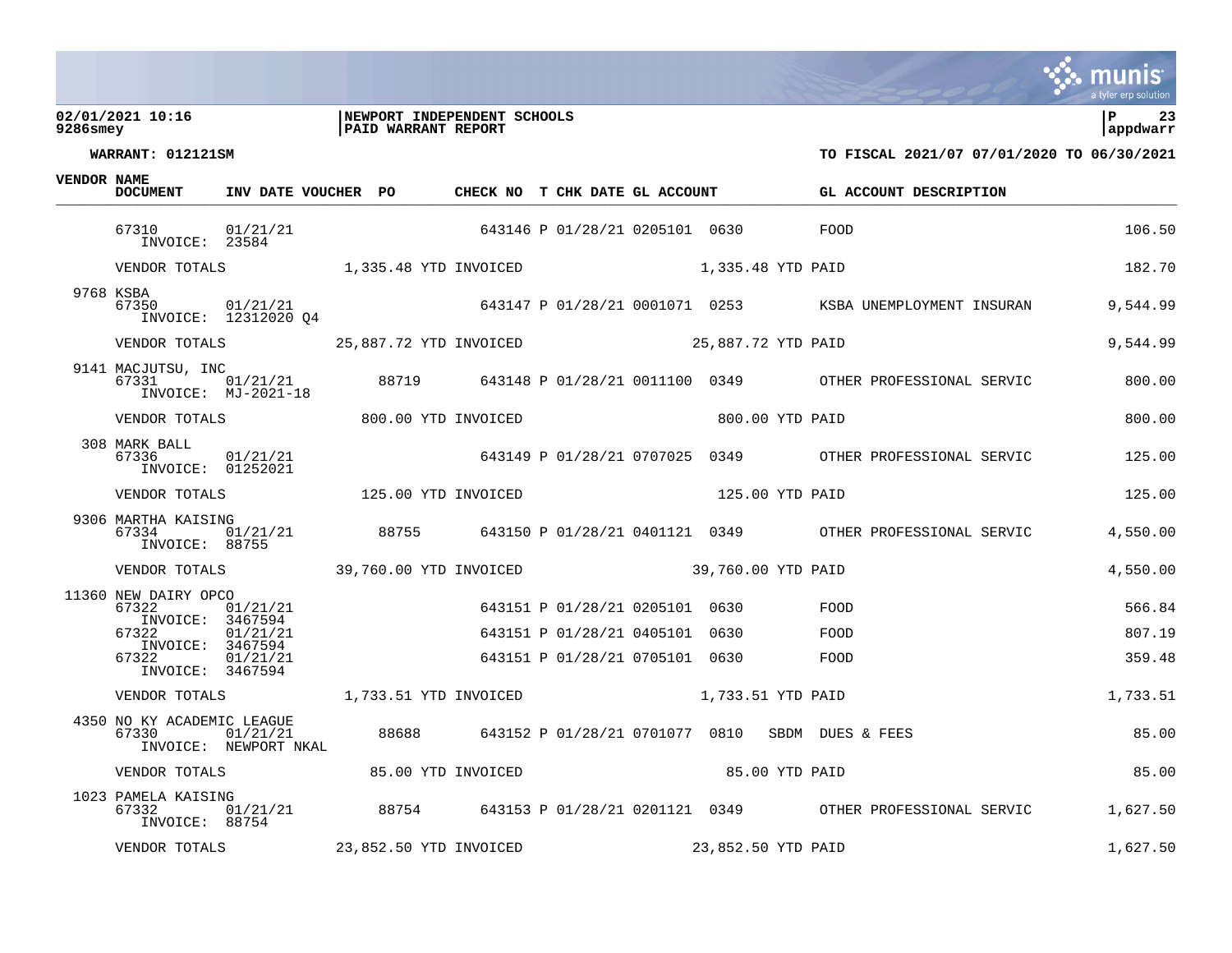**02/01/2021 10:16** | **NEWPORT INDEPENDENT SCHOOLS**
**9286smey** | **PAID WARRANT REPORT**

**WARRANT: 012121SM** — **TO FISCAL 2021/07 07/01/2020 TO 06/30/2021**

| VENDOR | NAME / DOCUMENT | INV DATE | VOUCHER | PO | CHECK NO | T | CHK DATE | GL ACCOUNT | | GL ACCOUNT DESCRIPTION | AMOUNT |
|---|---|---|---|---|---|---|---|---|---|---|---|
| | 67310 INVOICE: 23584 | 01/21/21 | | | 643146 | P | 01/28/21 | 0205101 | 0630 | FOOD | 106.50 |
| | VENDOR TOTALS | | 1,335.48 YTD INVOICED | | | | | 1,335.48 YTD PAID | | | 182.70 |
| 9768 | KSBA | | | | | | | | | | |
| | 67350 INVOICE: 12312020 Q4 | 01/21/21 | | | 643147 | P | 01/28/21 | 0001071 | 0253 | KSBA UNEMPLOYMENT INSURAN | 9,544.99 |
| | VENDOR TOTALS | | 25,887.72 YTD INVOICED | | | | | 25,887.72 YTD PAID | | | 9,544.99 |
| 9141 | MACJUTSU, INC | | | | | | | | | | |
| | 67331 INVOICE: MJ-2021-18 | 01/21/21 | | 88719 | 643148 | P | 01/28/21 | 0011100 | 0349 | OTHER PROFESSIONAL SERVIC | 800.00 |
| | VENDOR TOTALS | | 800.00 YTD INVOICED | | | | | 800.00 YTD PAID | | | 800.00 |
| 308 | MARK BALL | | | | | | | | | | |
| | 67336 INVOICE: 01252021 | 01/21/21 | | | 643149 | P | 01/28/21 | 0707025 | 0349 | OTHER PROFESSIONAL SERVIC | 125.00 |
| | VENDOR TOTALS | | 125.00 YTD INVOICED | | | | | 125.00 YTD PAID | | | 125.00 |
| 9306 | MARTHA KAISING | | | | | | | | | | |
| | 67334 INVOICE: 88755 | 01/21/21 | | 88755 | 643150 | P | 01/28/21 | 0401121 | 0349 | OTHER PROFESSIONAL SERVIC | 4,550.00 |
| | VENDOR TOTALS | | 39,760.00 YTD INVOICED | | | | | 39,760.00 YTD PAID | | | 4,550.00 |
| 11360 | NEW DAIRY OPCO | | | | | | | | | | |
| | 67322 INVOICE: 3467594 | 01/21/21 | | | 643151 | P | 01/28/21 | 0205101 | 0630 | FOOD | 566.84 |
| | 67322 INVOICE: 3467594 | 01/21/21 | | | 643151 | P | 01/28/21 | 0405101 | 0630 | FOOD | 807.19 |
| | 67322 INVOICE: 3467594 | 01/21/21 | | | 643151 | P | 01/28/21 | 0705101 | 0630 | FOOD | 359.48 |
| | VENDOR TOTALS | | 1,733.51 YTD INVOICED | | | | | 1,733.51 YTD PAID | | | 1,733.51 |
| 4350 | NO KY ACADEMIC LEAGUE | | | | | | | | | | |
| | 67330 INVOICE: NEWPORT NKAL | 01/21/21 | | 88688 | 643152 | P | 01/28/21 | 0701077 | 0810 SBDM | DUES & FEES | 85.00 |
| | VENDOR TOTALS | | 85.00 YTD INVOICED | | | | | 85.00 YTD PAID | | | 85.00 |
| 1023 | PAMELA KAISING | | | | | | | | | | |
| | 67332 INVOICE: 88754 | 01/21/21 | | 88754 | 643153 | P | 01/28/21 | 0201121 | 0349 | OTHER PROFESSIONAL SERVIC | 1,627.50 |
| | VENDOR TOTALS | | 23,852.50 YTD INVOICED | | | | | 23,852.50 YTD PAID | | | 1,627.50 |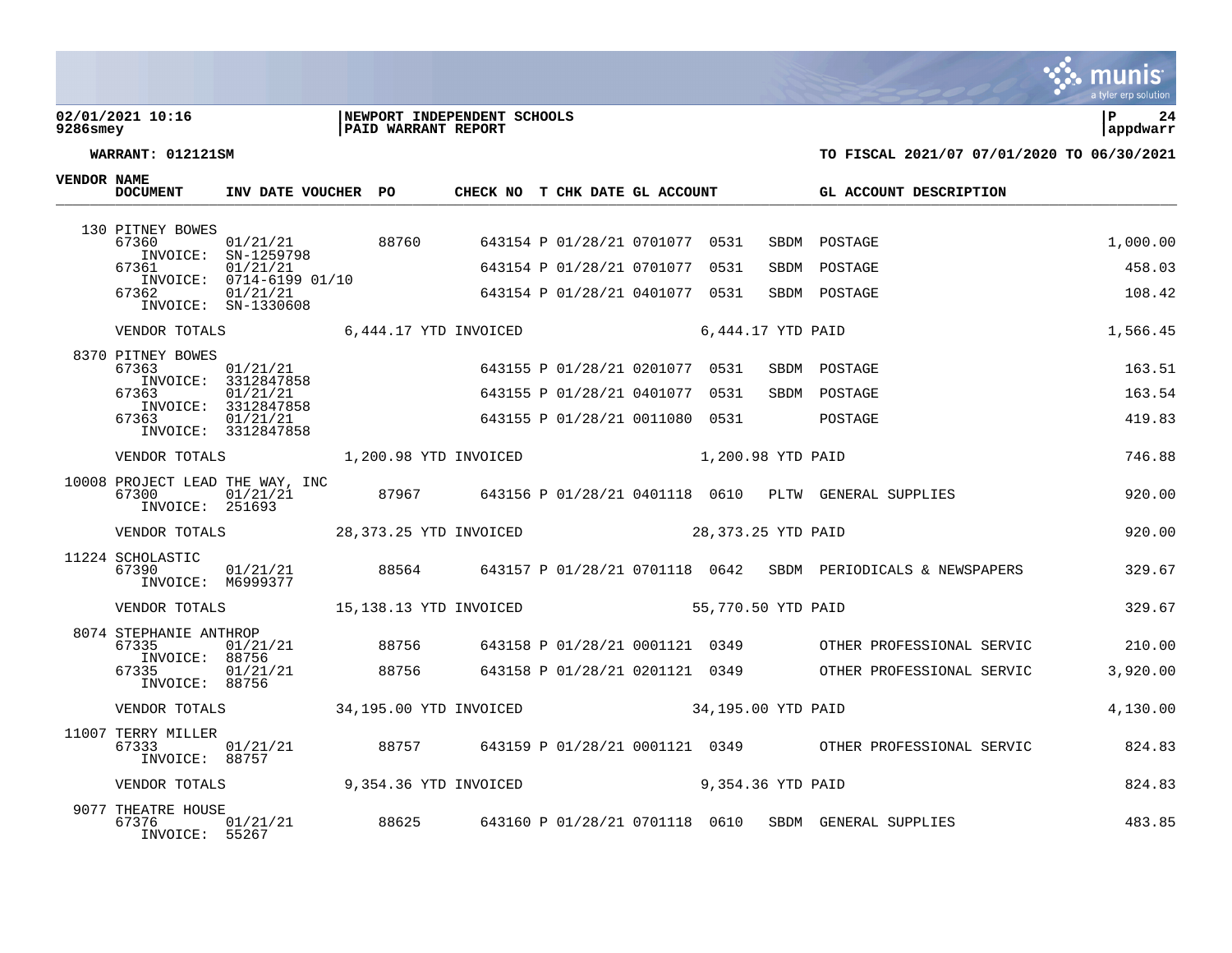**02/01/2021 10:16** | **NEWPORT INDEPENDENT SCHOOLS** | **P 24**
**9286smey** | **PAID WARRANT REPORT** | **appdwarr**

**WARRANT: 012121SM** — **TO FISCAL 2021/07 07/01/2020 TO 06/30/2021**

| VENDOR NAME / DOCUMENT | INV DATE | VOUCHER | PO | CHECK NO | T | CHK DATE | GL ACCOUNT | | | GL ACCOUNT DESCRIPTION | AMOUNT |
|---|---|---|---|---|---|---|---|---|---|---|---|
| 130 PITNEY BOWES | | | | | | | | | | | |
| 67360 INVOICE: SN-1259798 | 01/21/21 | | 88760 | 643154 | P | 01/28/21 | 0701077 | 0531 | SBDM | POSTAGE | 1,000.00 |
| 67361 INVOICE: 0714-6199 01/10 | 01/21/21 | | | 643154 | P | 01/28/21 | 0701077 | 0531 | SBDM | POSTAGE | 458.03 |
| 67362 INVOICE: SN-1330608 | 01/21/21 | | | 643154 | P | 01/28/21 | 0401077 | 0531 | SBDM | POSTAGE | 108.42 |
| VENDOR TOTALS | | 6,444.17 YTD INVOICED | | | | | 6,444.17 YTD PAID | | | | 1,566.45 |
| 8370 PITNEY BOWES | | | | | | | | | | | |
| 67363 INVOICE: 3312847858 | 01/21/21 | | | 643155 | P | 01/28/21 | 0201077 | 0531 | SBDM | POSTAGE | 163.51 |
| 67363 INVOICE: 3312847858 | 01/21/21 | | | 643155 | P | 01/28/21 | 0401077 | 0531 | SBDM | POSTAGE | 163.54 |
| 67363 INVOICE: 3312847858 | 01/21/21 | | | 643155 | P | 01/28/21 | 0011080 | 0531 | | POSTAGE | 419.83 |
| VENDOR TOTALS | | 1,200.98 YTD INVOICED | | | | | 1,200.98 YTD PAID | | | | 746.88 |
| 10008 PROJECT LEAD THE WAY, INC | | | | | | | | | | | |
| 67300 INVOICE: 251693 | 01/21/21 | | 87967 | 643156 | P | 01/28/21 | 0401118 | 0610 | PLTW | GENERAL SUPPLIES | 920.00 |
| VENDOR TOTALS | | 28,373.25 YTD INVOICED | | | | | 28,373.25 YTD PAID | | | | 920.00 |
| 11224 SCHOLASTIC | | | | | | | | | | | |
| 67390 INVOICE: M6999377 | 01/21/21 | | 88564 | 643157 | P | 01/28/21 | 0701118 | 0642 | SBDM | PERIODICALS & NEWSPAPERS | 329.67 |
| VENDOR TOTALS | | 15,138.13 YTD INVOICED | | | | | 55,770.50 YTD PAID | | | | 329.67 |
| 8074 STEPHANIE ANTHROP | | | | | | | | | | | |
| 67335 INVOICE: 88756 | 01/21/21 | | 88756 | 643158 | P | 01/28/21 | 0001121 | 0349 | | OTHER PROFESSIONAL SERVIC | 210.00 |
| 67335 INVOICE: 88756 | 01/21/21 | | 88756 | 643158 | P | 01/28/21 | 0201121 | 0349 | | OTHER PROFESSIONAL SERVIC | 3,920.00 |
| VENDOR TOTALS | | 34,195.00 YTD INVOICED | | | | | 34,195.00 YTD PAID | | | | 4,130.00 |
| 11007 TERRY MILLER | | | | | | | | | | | |
| 67333 INVOICE: 88757 | 01/21/21 | | 88757 | 643159 | P | 01/28/21 | 0001121 | 0349 | | OTHER PROFESSIONAL SERVIC | 824.83 |
| VENDOR TOTALS | | 9,354.36 YTD INVOICED | | | | | 9,354.36 YTD PAID | | | | 824.83 |
| 9077 THEATRE HOUSE | | | | | | | | | | | |
| 67376 INVOICE: 55267 | 01/21/21 | | 88625 | 643160 | P | 01/28/21 | 0701118 | 0610 | SBDM | GENERAL SUPPLIES | 483.85 |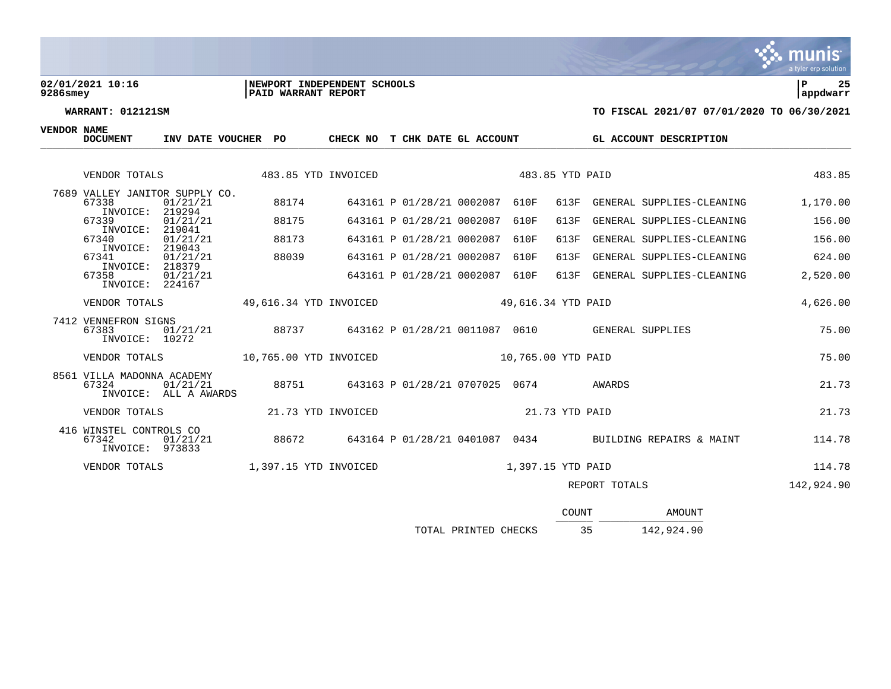**02/01/2021 10:16** | **NEWPORT INDEPENDENT SCHOOLS** | **P 25**
**9286smey** | **PAID WARRANT REPORT** | **appdwarr**

**WARRANT: 012121SM** — **TO FISCAL 2021/07 07/01/2020 TO 06/30/2021**

| VENDOR NAME / DOCUMENT | INV DATE | VOUCHER | PO | CHECK NO | T | CHK DATE | GL ACCOUNT | | GL ACCOUNT DESCRIPTION | AMOUNT |
|---|---|---|---|---|---|---|---|---|---|---|
| VENDOR TOTALS | | 483.85 YTD INVOICED | | | | | 483.85 YTD PAID | | | 483.85 |
| 7689 VALLEY JANITOR SUPPLY CO. | | | | | | | | | | |
| 67338 INVOICE: 219294 | 01/21/21 | | 88174 | 643161 | P | 01/28/21 | 0002087 610F | 613F | GENERAL SUPPLIES-CLEANING | 1,170.00 |
| 67339 INVOICE: 219041 | 01/21/21 | | 88175 | 643161 | P | 01/28/21 | 0002087 610F | 613F | GENERAL SUPPLIES-CLEANING | 156.00 |
| 67340 INVOICE: 219043 | 01/21/21 | | 88173 | 643161 | P | 01/28/21 | 0002087 610F | 613F | GENERAL SUPPLIES-CLEANING | 156.00 |
| 67341 INVOICE: 218379 | 01/21/21 | | 88039 | 643161 | P | 01/28/21 | 0002087 610F | 613F | GENERAL SUPPLIES-CLEANING | 624.00 |
| 67358 INVOICE: 224167 | 01/21/21 | | | 643161 | P | 01/28/21 | 0002087 610F | 613F | GENERAL SUPPLIES-CLEANING | 2,520.00 |
| VENDOR TOTALS | | 49,616.34 YTD INVOICED | | | | | 49,616.34 YTD PAID | | | 4,626.00 |
| 7412 VENNEFRON SIGNS | | | | | | | | | | |
| 67383 INVOICE: 10272 | 01/21/21 | | 88737 | 643162 | P | 01/28/21 | 0011087 0610 | | GENERAL SUPPLIES | 75.00 |
| VENDOR TOTALS | | 10,765.00 YTD INVOICED | | | | | 10,765.00 YTD PAID | | | 75.00 |
| 8561 VILLA MADONNA ACADEMY | | | | | | | | | | |
| 67324 INVOICE: ALL A AWARDS | 01/21/21 | | 88751 | 643163 | P | 01/28/21 | 0707025 0674 | | AWARDS | 21.73 |
| VENDOR TOTALS | | 21.73 YTD INVOICED | | | | | 21.73 YTD PAID | | | 21.73 |
| 416 WINSTEL CONTROLS CO | | | | | | | | | | |
| 67342 INVOICE: 973833 | 01/21/21 | | 88672 | 643164 | P | 01/28/21 | 0401087 0434 | | BUILDING REPAIRS & MAINT | 114.78 |
| VENDOR TOTALS | | 1,397.15 YTD INVOICED | | | | | 1,397.15 YTD PAID | | | 114.78 |
| | | | | | | | | | REPORT TOTALS | 142,924.90 |

| | COUNT | AMOUNT |
|---|---|---|
| TOTAL PRINTED CHECKS | 35 | 142,924.90 |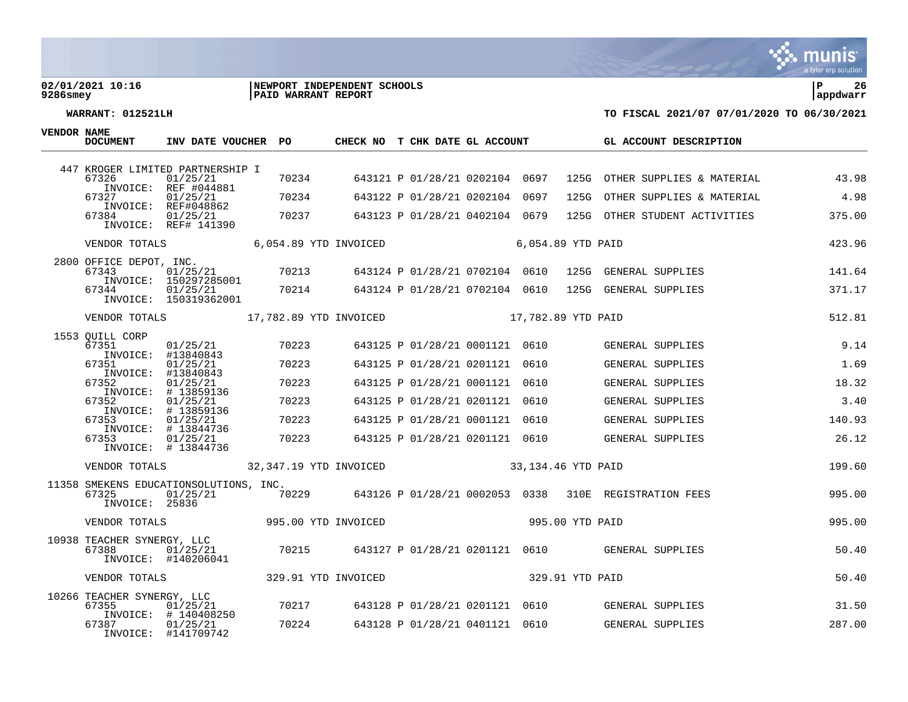**02/01/2021 10:16** | **NEWPORT INDEPENDENT SCHOOLS**
**9286smey** | **PAID WARRANT REPORT**

**WARRANT: 012521LH** — **TO FISCAL 2021/07 07/01/2020 TO 06/30/2021**

| VENDOR | NAME / DOCUMENT | INV DATE | VOUCHER | PO | CHECK NO | T | CHK DATE | GL ACCOUNT | | | GL ACCOUNT DESCRIPTION | AMOUNT |
|---|---|---|---|---|---|---|---|---|---|---|---|---|
| 447 | KROGER LIMITED PARTNERSHIP I | | | | | | | | | | | |
| | 67326 | 01/25/21 | | 70234 | 643121 | P | 01/28/21 | 0202104 | 0697 | 125G | OTHER SUPPLIES & MATERIAL | 43.98 |
| | INVOICE: REF #044881 | | | | | | | | | | | |
| | 67327 | 01/25/21 | | 70234 | 643122 | P | 01/28/21 | 0202104 | 0697 | 125G | OTHER SUPPLIES & MATERIAL | 4.98 |
| | INVOICE: REF#048862 | | | | | | | | | | | |
| | 67384 | 01/25/21 | | 70237 | 643123 | P | 01/28/21 | 0402104 | 0679 | 125G | OTHER STUDENT ACTIVITIES | 375.00 |
| | INVOICE: REF# 141390 | | | | | | | | | | | |
| | VENDOR TOTALS | 6,054.89 YTD INVOICED | | | | | | 6,054.89 YTD PAID | | | | 423.96 |
| 2800 | OFFICE DEPOT, INC. | | | | | | | | | | | |
| | 67343 | 01/25/21 | | 70213 | 643124 | P | 01/28/21 | 0702104 | 0610 | 125G | GENERAL SUPPLIES | 141.64 |
| | INVOICE: 150297285001 | | | | | | | | | | | |
| | 67344 | 01/25/21 | | 70214 | 643124 | P | 01/28/21 | 0702104 | 0610 | 125G | GENERAL SUPPLIES | 371.17 |
| | INVOICE: 150319362001 | | | | | | | | | | | |
| | VENDOR TOTALS | 17,782.89 YTD INVOICED | | | | | | 17,782.89 YTD PAID | | | | 512.81 |
| 1553 | QUILL CORP | | | | | | | | | | | |
| | 67351 | 01/25/21 | | 70223 | 643125 | P | 01/28/21 | 0001121 | 0610 | | GENERAL SUPPLIES | 9.14 |
| | INVOICE: #13840843 | | | | | | | | | | | |
| | 67351 | 01/25/21 | | 70223 | 643125 | P | 01/28/21 | 0201121 | 0610 | | GENERAL SUPPLIES | 1.69 |
| | INVOICE: #13840843 | | | | | | | | | | | |
| | 67352 | 01/25/21 | | 70223 | 643125 | P | 01/28/21 | 0001121 | 0610 | | GENERAL SUPPLIES | 18.32 |
| | INVOICE: # 13859136 | | | | | | | | | | | |
| | 67352 | 01/25/21 | | 70223 | 643125 | P | 01/28/21 | 0201121 | 0610 | | GENERAL SUPPLIES | 3.40 |
| | INVOICE: # 13859136 | | | | | | | | | | | |
| | 67353 | 01/25/21 | | 70223 | 643125 | P | 01/28/21 | 0001121 | 0610 | | GENERAL SUPPLIES | 140.93 |
| | INVOICE: # 13844736 | | | | | | | | | | | |
| | 67353 | 01/25/21 | | 70223 | 643125 | P | 01/28/21 | 0201121 | 0610 | | GENERAL SUPPLIES | 26.12 |
| | INVOICE: # 13844736 | | | | | | | | | | | |
| | VENDOR TOTALS | 32,347.19 YTD INVOICED | | | | | | 33,134.46 YTD PAID | | | | 199.60 |
| 11358 | SMEKENS EDUCATIONSOLUTIONS, INC. | | | | | | | | | | | |
| | 67325 | 01/25/21 | | 70229 | 643126 | P | 01/28/21 | 0002053 | 0338 | 310E | REGISTRATION FEES | 995.00 |
| | INVOICE: 25836 | | | | | | | | | | | |
| | VENDOR TOTALS | 995.00 YTD INVOICED | | | | | | 995.00 YTD PAID | | | | 995.00 |
| 10938 | TEACHER SYNERGY, LLC | | | | | | | | | | | |
| | 67388 | 01/25/21 | | 70215 | 643127 | P | 01/28/21 | 0201121 | 0610 | | GENERAL SUPPLIES | 50.40 |
| | INVOICE: #140206041 | | | | | | | | | | | |
| | VENDOR TOTALS | 329.91 YTD INVOICED | | | | | | 329.91 YTD PAID | | | | 50.40 |
| 10266 | TEACHER SYNERGY, LLC | | | | | | | | | | | |
| | 67355 | 01/25/21 | | 70217 | 643128 | P | 01/28/21 | 0201121 | 0610 | | GENERAL SUPPLIES | 31.50 |
| | INVOICE: # 140408250 | | | | | | | | | | | |
| | 67387 | 01/25/21 | | 70224 | 643128 | P | 01/28/21 | 0401121 | 0610 | | GENERAL SUPPLIES | 287.00 |
| | INVOICE: #141709742 | | | | | | | | | | | |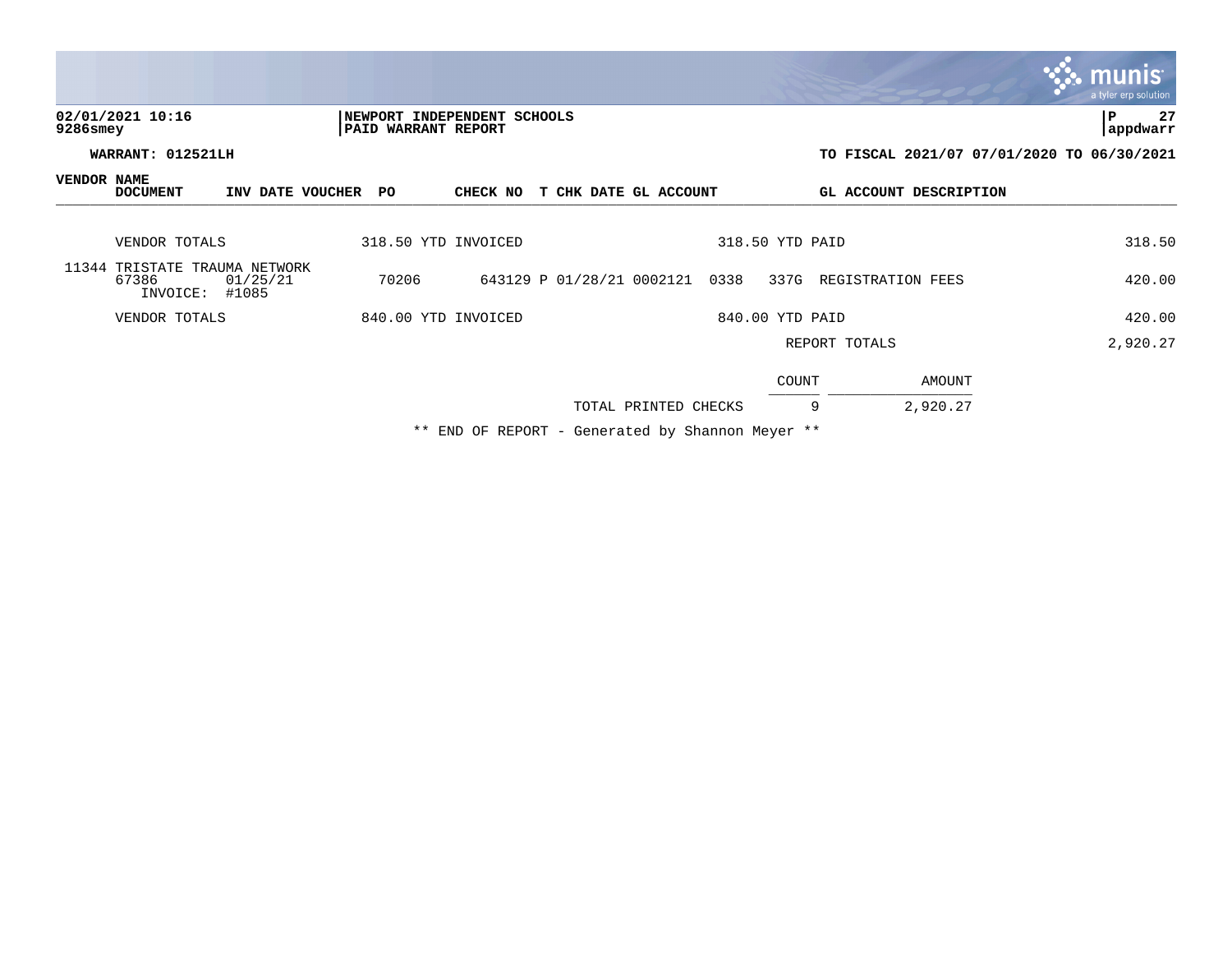02/01/2021 10:16
9286smey

**NEWPORT INDEPENDENT SCHOOLS**
**PAID WARRANT REPORT**

P 27
appdwarr

**WARRANT: 012521LH**

**TO FISCAL 2021/07 07/01/2020 TO 06/30/2021**

| VENDOR NAME / DOCUMENT | INV DATE VOUCHER | PO | CHECK NO | T | CHK DATE | GL ACCOUNT | | GL ACCOUNT DESCRIPTION | |
|---|---|---|---|---|---|---|---|---|---|
| VENDOR TOTALS | | 318.50 YTD INVOICED | | | | 318.50 YTD PAID | | | 318.50 |
| 11344 TRISTATE TRAUMA NETWORK | | | | | | | | | |
| 67386 | 01/25/21 | 70206 | 643129 | P | 01/28/21 | 0002121 0338 | 337G | REGISTRATION FEES | 420.00 |
| INVOICE: #1085 | | | | | | | | | |
| VENDOR TOTALS | | 840.00 YTD INVOICED | | | | 840.00 YTD PAID | | | 420.00 |
| | | | | | | | | REPORT TOTALS | 2,920.27 |

| | COUNT | AMOUNT |
|---|---|---|
| TOTAL PRINTED CHECKS | 9 | 2,920.27 |

** END OF REPORT - Generated by Shannon Meyer **